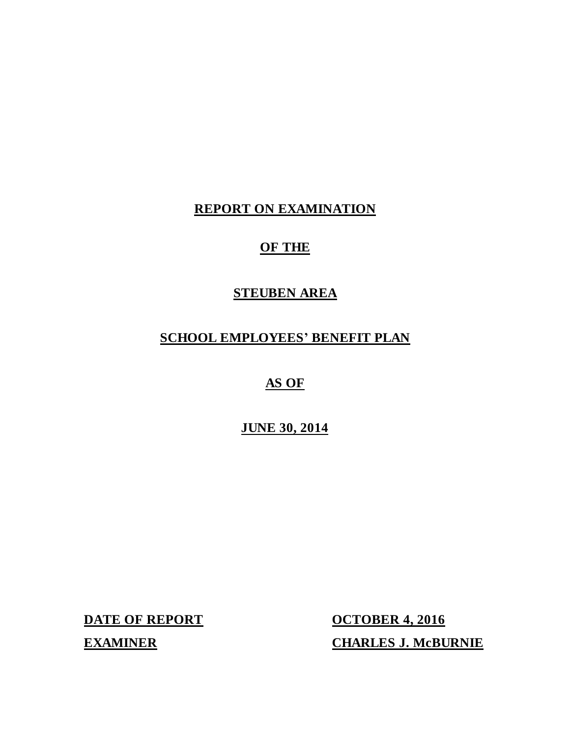# REPORT ON EXAMINATION

# OF THE

# STEUBEN AREA

# SCHOOL EMPLOYEES' BENEFIT PLAN

# AS OF

# JUNE 30, 2014

| **DATE OF REPORT** | **OCTOBER 4, 2016** |
|---|---|
| **EXAMINER** | **CHARLES J. McBURNIE** |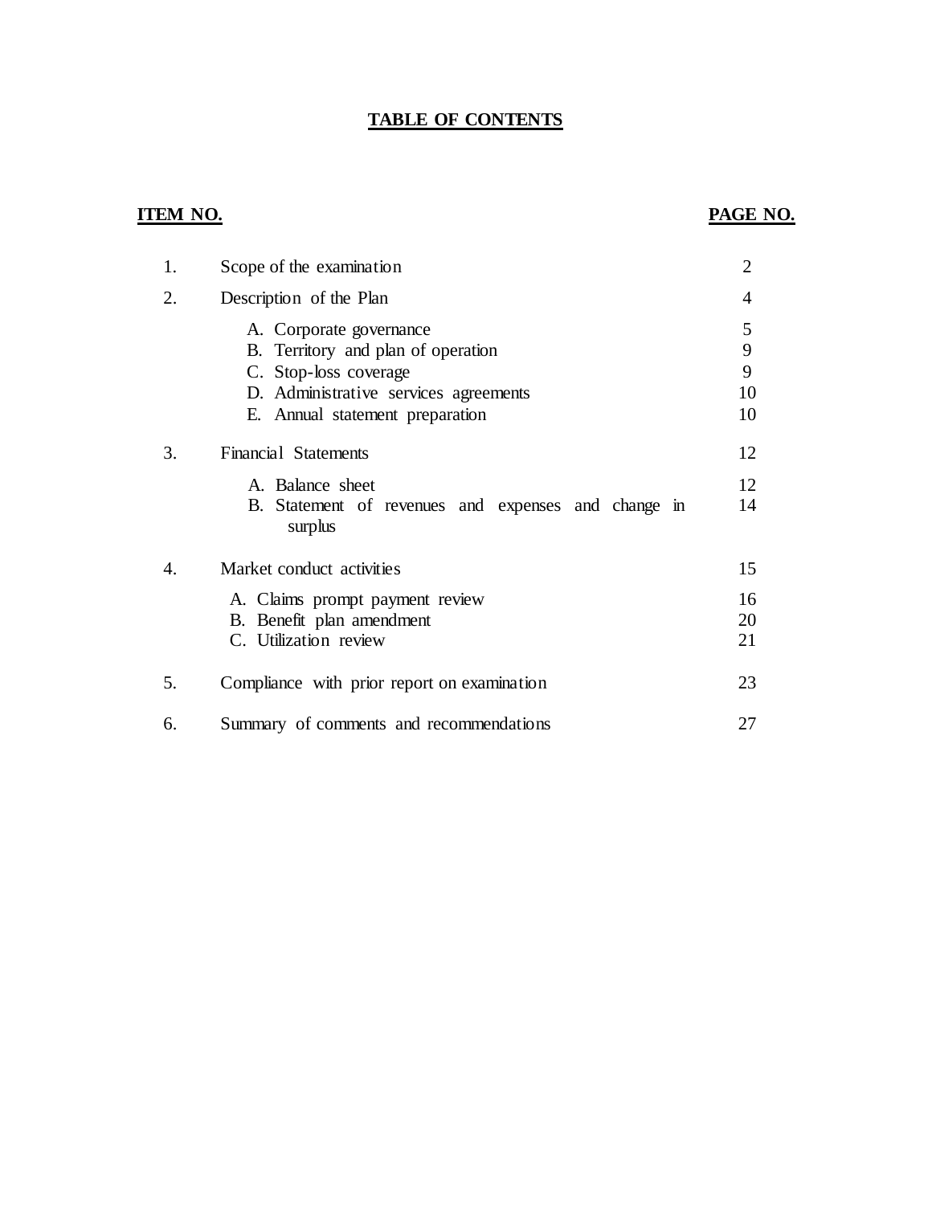# TABLE OF CONTENTS

| ITEM NO. | | PAGE NO. |
|---|---|---|
| 1. | Scope of the examination | 2 |
| 2. | Description of the Plan | 4 |
| | A. Corporate governance | 5 |
| | B. Territory and plan of operation | 9 |
| | C. Stop-loss coverage | 9 |
| | D. Administrative services agreements | 10 |
| | E. Annual statement preparation | 10 |
| 3. | Financial Statements | 12 |
| | A. Balance sheet | 12 |
| | B. Statement of revenues and expenses and change in surplus | 14 |
| 4. | Market conduct activities | 15 |
| | A. Claims prompt payment review | 16 |
| | B. Benefit plan amendment | 20 |
| | C. Utilization review | 21 |
| 5. | Compliance with prior report on examination | 23 |
| 6. | Summary of comments and recommendations | 27 |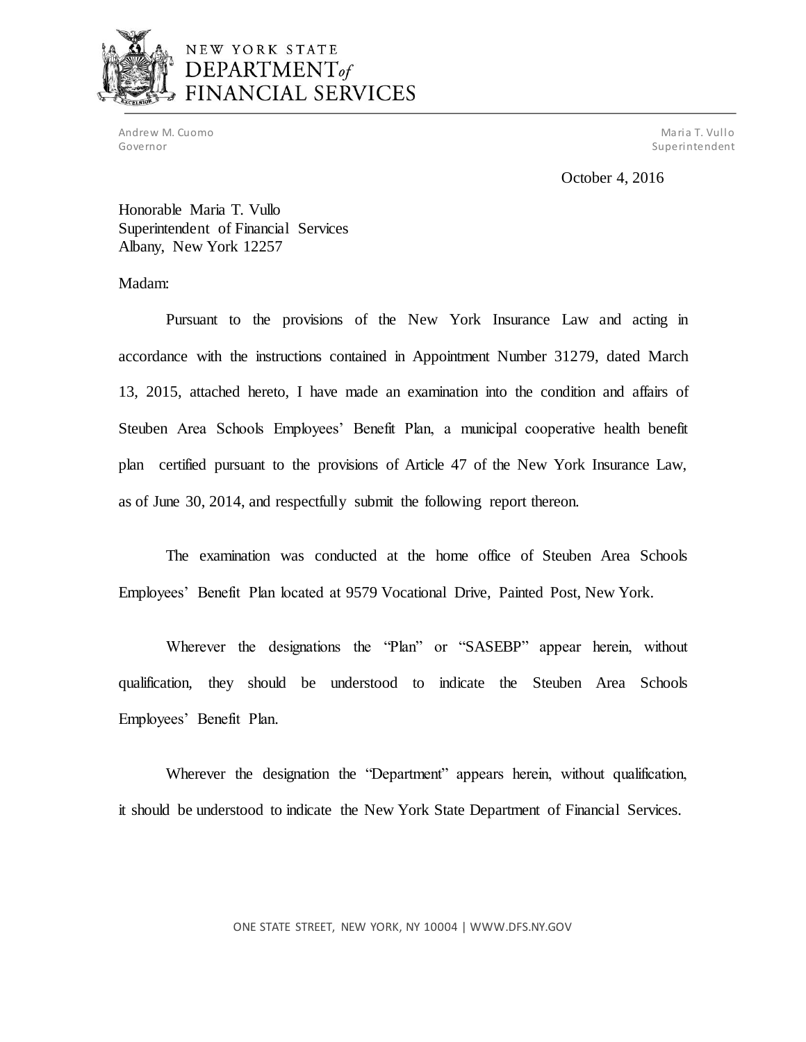NEW YORK STATE
DEPARTMENT *of*
FINANCIAL SERVICES

Andrew M. Cuomo
Governor

Maria T. Vullo
Superintendent

October 4, 2016

Honorable Maria T. Vullo
Superintendent of Financial Services
Albany, New York 12257

Madam:

Pursuant to the provisions of the New York Insurance Law and acting in accordance with the instructions contained in Appointment Number 31279, dated March 13, 2015, attached hereto, I have made an examination into the condition and affairs of Steuben Area Schools Employees' Benefit Plan, a municipal cooperative health benefit plan certified pursuant to the provisions of Article 47 of the New York Insurance Law, as of June 30, 2014, and respectfully submit the following report thereon.

The examination was conducted at the home office of Steuben Area Schools Employees' Benefit Plan located at 9579 Vocational Drive, Painted Post, New York.

Wherever the designations the "Plan" or "SASEBP" appear herein, without qualification, they should be understood to indicate the Steuben Area Schools Employees' Benefit Plan.

Wherever the designation the "Department" appears herein, without qualification, it should be understood to indicate the New York State Department of Financial Services.

ONE STATE STREET, NEW YORK, NY 10004 | WWW.DFS.NY.GOV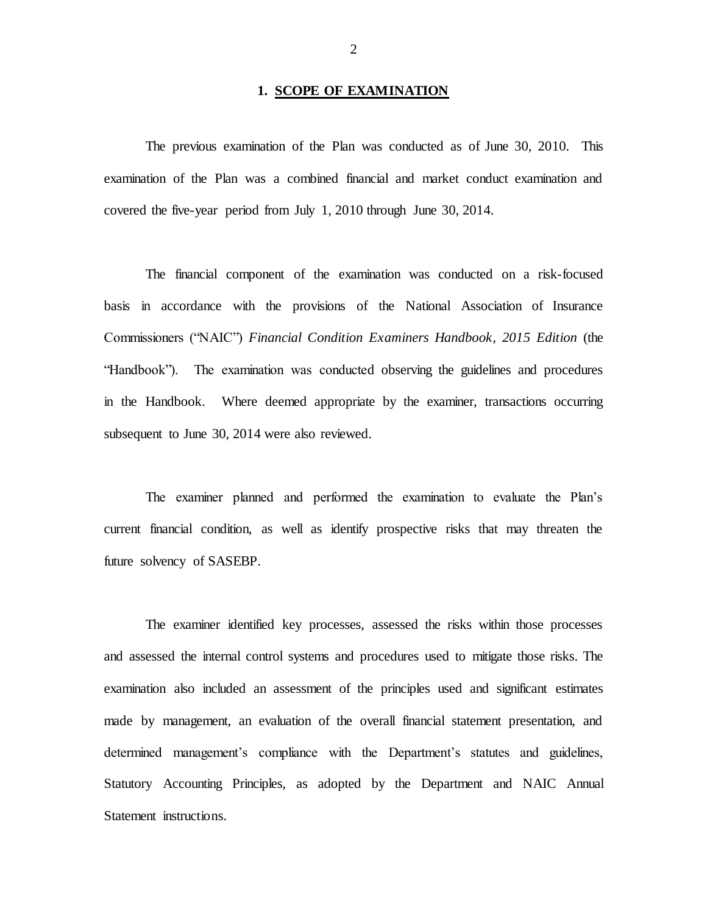## 1. SCOPE OF EXAMINATION

The previous examination of the Plan was conducted as of June 30, 2010. This examination of the Plan was a combined financial and market conduct examination and covered the five-year period from July 1, 2010 through June 30, 2014.

The financial component of the examination was conducted on a risk-focused basis in accordance with the provisions of the National Association of Insurance Commissioners ("NAIC") *Financial Condition Examiners Handbook, 2015 Edition* (the "Handbook"). The examination was conducted observing the guidelines and procedures in the Handbook. Where deemed appropriate by the examiner, transactions occurring subsequent to June 30, 2014 were also reviewed.

The examiner planned and performed the examination to evaluate the Plan's current financial condition, as well as identify prospective risks that may threaten the future solvency of SASEBP.

The examiner identified key processes, assessed the risks within those processes and assessed the internal control systems and procedures used to mitigate those risks. The examination also included an assessment of the principles used and significant estimates made by management, an evaluation of the overall financial statement presentation, and determined management's compliance with the Department's statutes and guidelines, Statutory Accounting Principles, as adopted by the Department and NAIC Annual Statement instructions.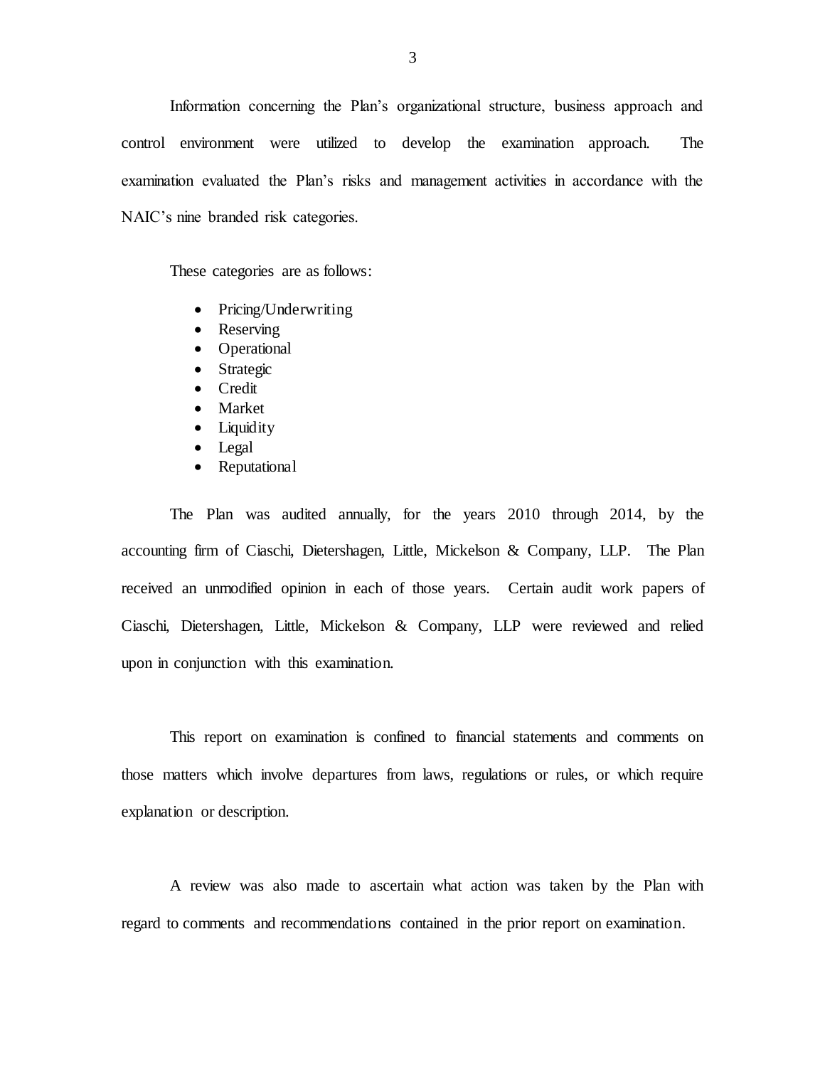Information concerning the Plan's organizational structure, business approach and control environment were utilized to develop the examination approach. The examination evaluated the Plan's risks and management activities in accordance with the NAIC's nine branded risk categories.

These categories are as follows:

- Pricing/Underwriting
- Reserving
- Operational
- Strategic
- Credit
- Market
- Liquidity
- Legal
- Reputational

The Plan was audited annually, for the years 2010 through 2014, by the accounting firm of Ciaschi, Dietershagen, Little, Mickelson & Company, LLP. The Plan received an unmodified opinion in each of those years. Certain audit work papers of Ciaschi, Dietershagen, Little, Mickelson & Company, LLP were reviewed and relied upon in conjunction with this examination.

This report on examination is confined to financial statements and comments on those matters which involve departures from laws, regulations or rules, or which require explanation or description.

A review was also made to ascertain what action was taken by the Plan with regard to comments and recommendations contained in the prior report on examination.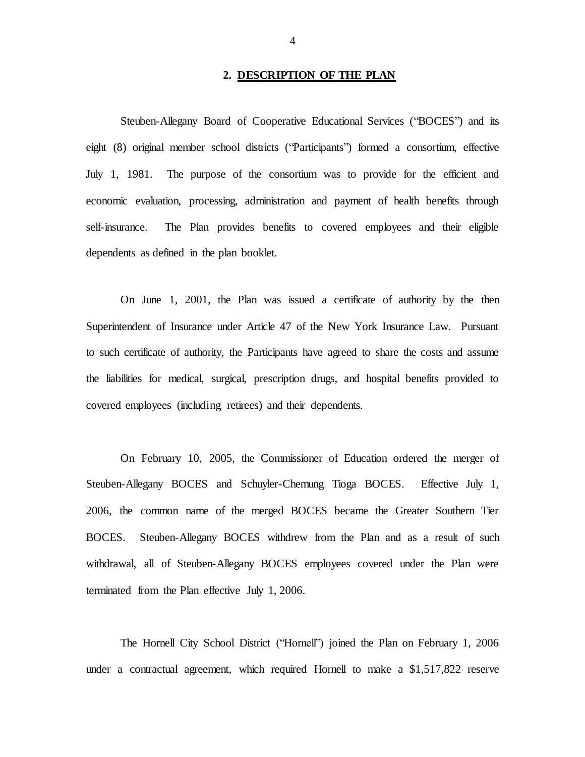## 2. DESCRIPTION OF THE PLAN

Steuben-Allegany Board of Cooperative Educational Services ("BOCES") and its eight (8) original member school districts ("Participants") formed a consortium, effective July 1, 1981. The purpose of the consortium was to provide for the efficient and economic evaluation, processing, administration and payment of health benefits through self-insurance. The Plan provides benefits to covered employees and their eligible dependents as defined in the plan booklet.

On June 1, 2001, the Plan was issued a certificate of authority by the then Superintendent of Insurance under Article 47 of the New York Insurance Law. Pursuant to such certificate of authority, the Participants have agreed to share the costs and assume the liabilities for medical, surgical, prescription drugs, and hospital benefits provided to covered employees (including retirees) and their dependents.

On February 10, 2005, the Commissioner of Education ordered the merger of Steuben-Allegany BOCES and Schuyler-Chemung Tioga BOCES. Effective July 1, 2006, the common name of the merged BOCES became the Greater Southern Tier BOCES. Steuben-Allegany BOCES withdrew from the Plan and as a result of such withdrawal, all of Steuben-Allegany BOCES employees covered under the Plan were terminated from the Plan effective July 1, 2006.

The Hornell City School District ("Hornell") joined the Plan on February 1, 2006 under a contractual agreement, which required Hornell to make a $1,517,822 reserve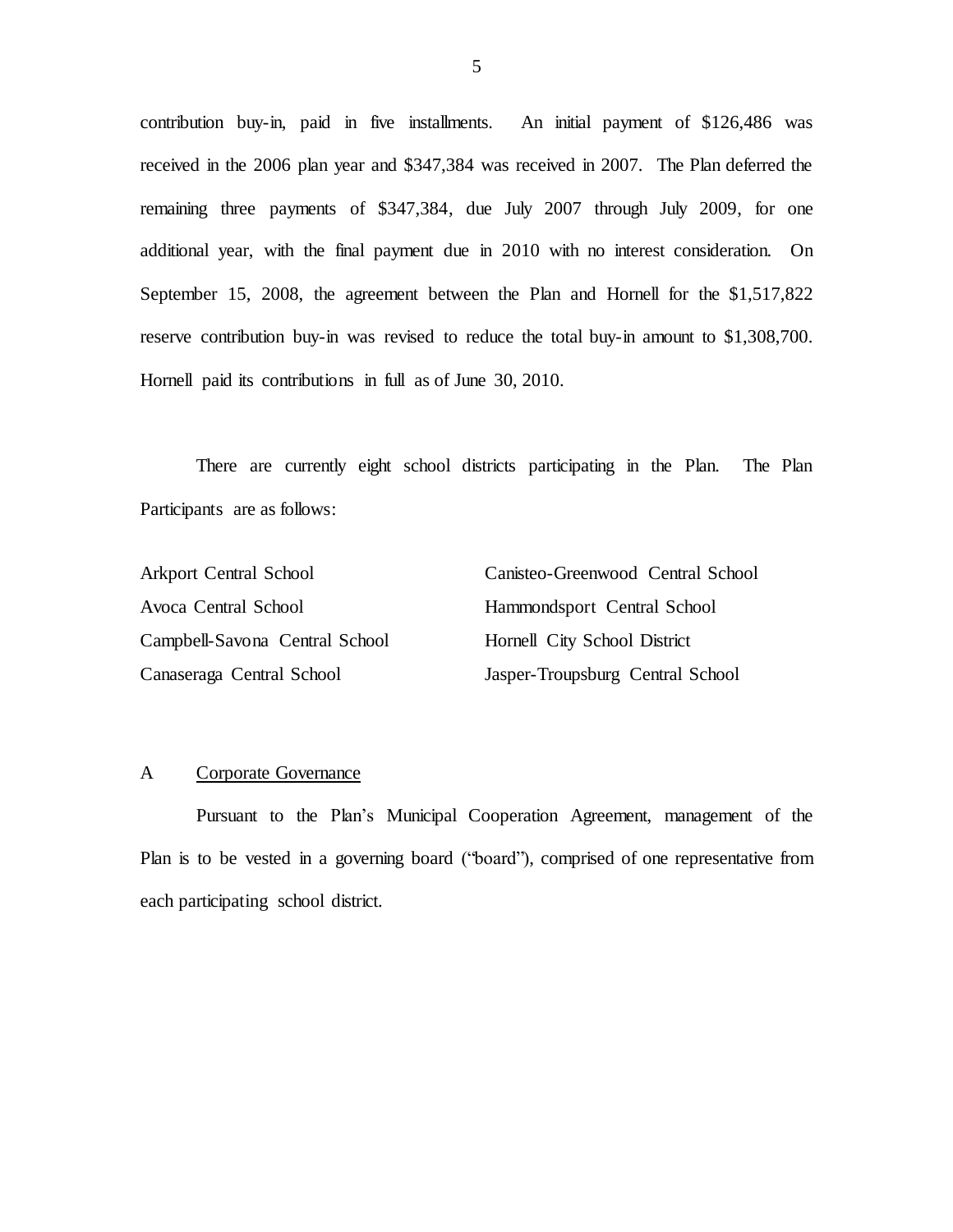contribution buy-in, paid in five installments. An initial payment of $126,486 was received in the 2006 plan year and $347,384 was received in 2007. The Plan deferred the remaining three payments of $347,384, due July 2007 through July 2009, for one additional year, with the final payment due in 2010 with no interest consideration. On September 15, 2008, the agreement between the Plan and Hornell for the $1,517,822 reserve contribution buy-in was revised to reduce the total buy-in amount to $1,308,700. Hornell paid its contributions in full as of June 30, 2010.

There are currently eight school districts participating in the Plan. The Plan Participants are as follows:

- Arkport Central School
- Avoca Central School
- Campbell-Savona Central School
- Canaseraga Central School
- Canisteo-Greenwood Central School
- Hammondsport Central School
- Hornell City School District
- Jasper-Troupsburg Central School

## A Corporate Governance

Pursuant to the Plan's Municipal Cooperation Agreement, management of the Plan is to be vested in a governing board ("board"), comprised of one representative from each participating school district.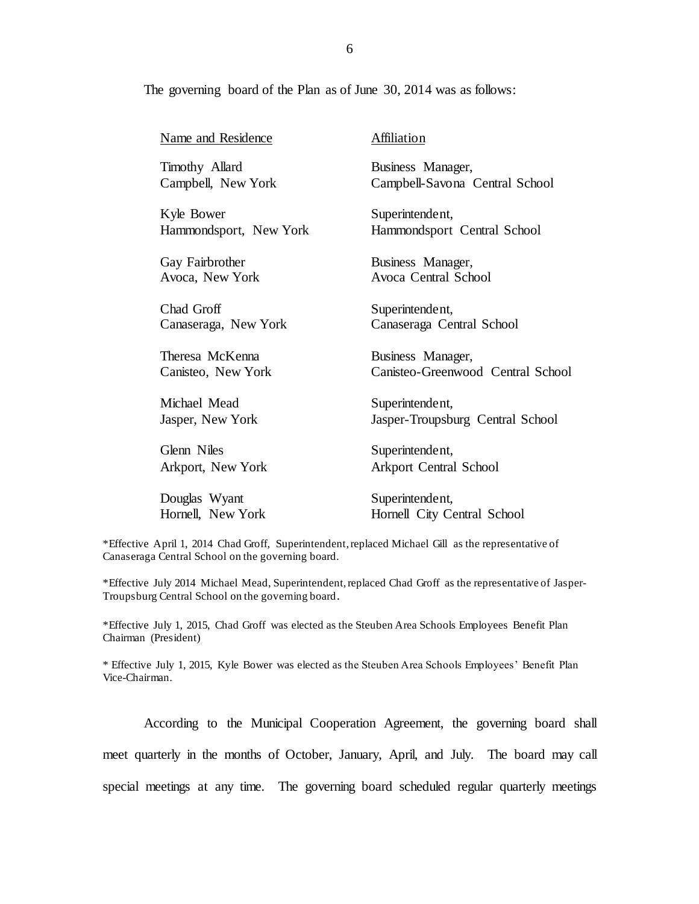The governing board of the Plan as of June 30, 2014 was as follows:

| Name and Residence | Affiliation |
| --- | --- |
| Timothy Allard<br>Campbell, New York | Business Manager,<br>Campbell-Savona Central School |
| Kyle Bower<br>Hammondsport, New York | Superintendent,<br>Hammondsport Central School |
| Gay Fairbrother<br>Avoca, New York | Business Manager,<br>Avoca Central School |
| Chad Groff<br>Canaseraga, New York | Superintendent,<br>Canaseraga Central School |
| Theresa McKenna<br>Canisteo, New York | Business Manager,<br>Canisteo-Greenwood Central School |
| Michael Mead<br>Jasper, New York | Superintendent,<br>Jasper-Troupsburg Central School |
| Glenn Niles<br>Arkport, New York | Superintendent,<br>Arkport Central School |
| Douglas Wyant<br>Hornell, New York | Superintendent,<br>Hornell City Central School |

*Effective April 1, 2014 Chad Groff, Superintendent, replaced Michael Gill as the representative of Canaseraga Central School on the governing board.

*Effective July 2014 Michael Mead, Superintendent, replaced Chad Groff as the representative of Jasper-Troupsburg Central School on the governing board.

*Effective July 1, 2015, Chad Groff was elected as the Steuben Area Schools Employees Benefit Plan Chairman (President)

* Effective July 1, 2015, Kyle Bower was elected as the Steuben Area Schools Employees' Benefit Plan Vice-Chairman.

According to the Municipal Cooperation Agreement, the governing board shall meet quarterly in the months of October, January, April, and July. The board may call special meetings at any time. The governing board scheduled regular quarterly meetings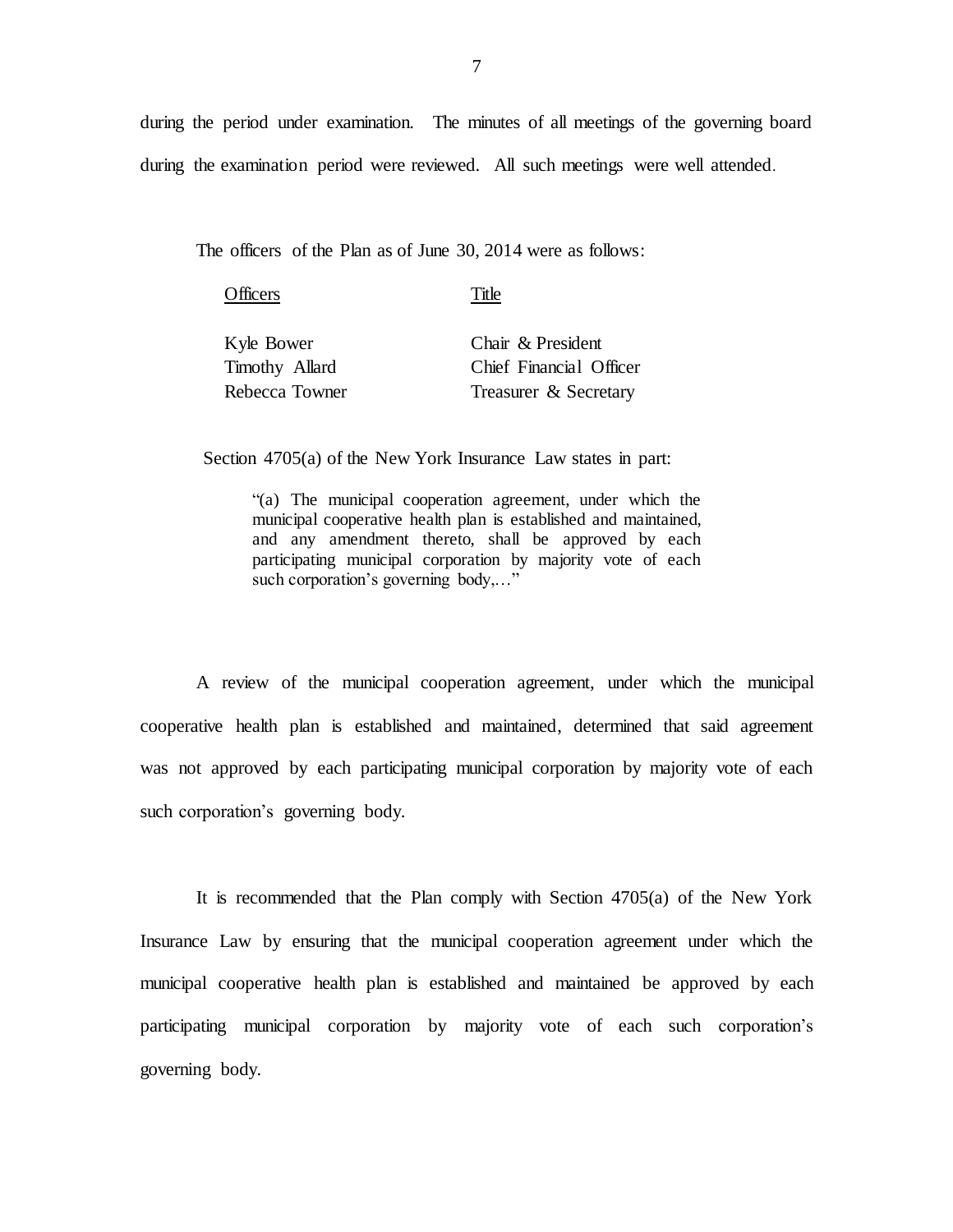during the period under examination. The minutes of all meetings of the governing board during the examination period were reviewed. All such meetings were well attended.

The officers of the Plan as of June 30, 2014 were as follows:

| Officers | Title |
|---|---|
| Kyle Bower | Chair & President |
| Timothy Allard | Chief Financial Officer |
| Rebecca Towner | Treasurer & Secretary |

Section 4705(a) of the New York Insurance Law states in part:

> "(a) The municipal cooperation agreement, under which the municipal cooperative health plan is established and maintained, and any amendment thereto, shall be approved by each participating municipal corporation by majority vote of each such corporation's governing body,…"

A review of the municipal cooperation agreement, under which the municipal cooperative health plan is established and maintained, determined that said agreement was not approved by each participating municipal corporation by majority vote of each such corporation's governing body.

It is recommended that the Plan comply with Section 4705(a) of the New York Insurance Law by ensuring that the municipal cooperation agreement under which the municipal cooperative health plan is established and maintained be approved by each participating municipal corporation by majority vote of each such corporation's governing body.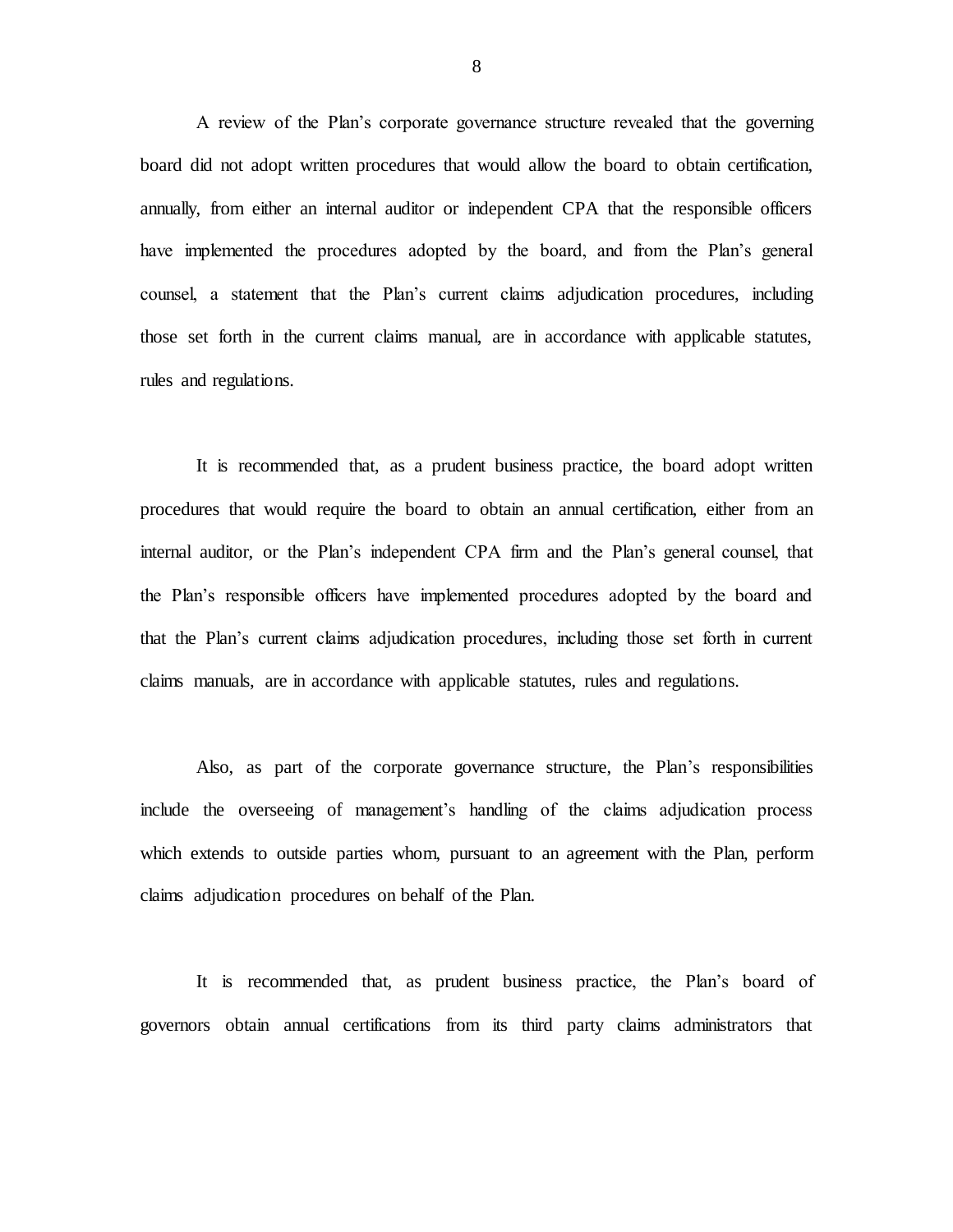A review of the Plan's corporate governance structure revealed that the governing board did not adopt written procedures that would allow the board to obtain certification, annually, from either an internal auditor or independent CPA that the responsible officers have implemented the procedures adopted by the board, and from the Plan's general counsel, a statement that the Plan's current claims adjudication procedures, including those set forth in the current claims manual, are in accordance with applicable statutes, rules and regulations.

It is recommended that, as a prudent business practice, the board adopt written procedures that would require the board to obtain an annual certification, either from an internal auditor, or the Plan's independent CPA firm and the Plan's general counsel, that the Plan's responsible officers have implemented procedures adopted by the board and that the Plan's current claims adjudication procedures, including those set forth in current claims manuals, are in accordance with applicable statutes, rules and regulations.

Also, as part of the corporate governance structure, the Plan's responsibilities include the overseeing of management's handling of the claims adjudication process which extends to outside parties whom, pursuant to an agreement with the Plan, perform claims adjudication procedures on behalf of the Plan.

It is recommended that, as prudent business practice, the Plan's board of governors obtain annual certifications from its third party claims administrators that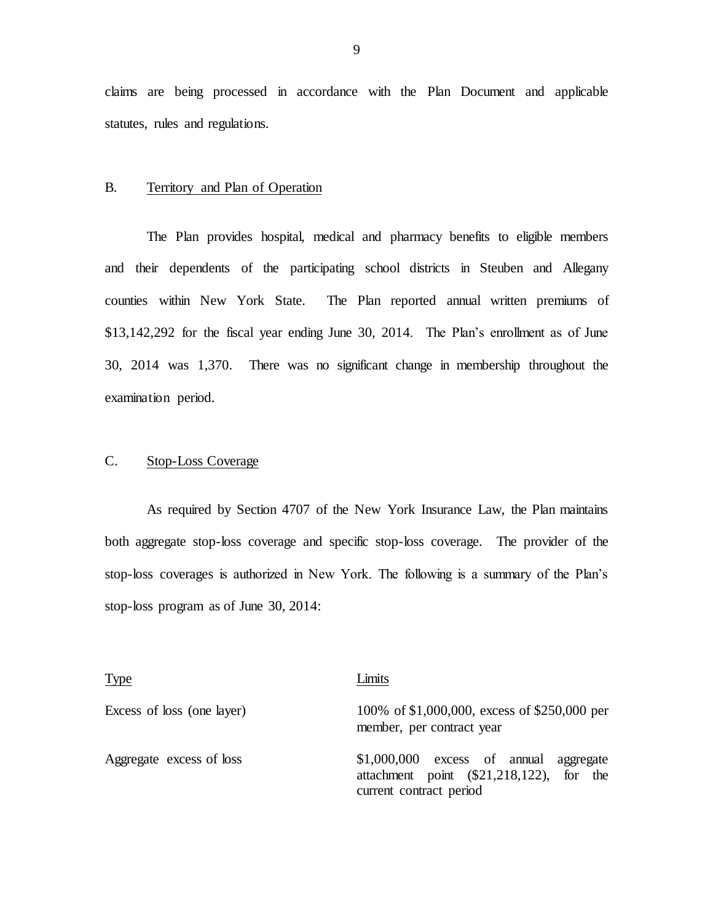claims are being processed in accordance with the Plan Document and applicable statutes, rules and regulations.

## B. Territory and Plan of Operation

The Plan provides hospital, medical and pharmacy benefits to eligible members and their dependents of the participating school districts in Steuben and Allegany counties within New York State. The Plan reported annual written premiums of $13,142,292 for the fiscal year ending June 30, 2014. The Plan's enrollment as of June 30, 2014 was 1,370. There was no significant change in membership throughout the examination period.

## C. Stop-Loss Coverage

As required by Section 4707 of the New York Insurance Law, the Plan maintains both aggregate stop-loss coverage and specific stop-loss coverage. The provider of the stop-loss coverages is authorized in New York. The following is a summary of the Plan's stop-loss program as of June 30, 2014:

| Type | Limits |
|---|---|
| Excess of loss (one layer) | 100% of $1,000,000, excess of $250,000 per member, per contract year |
| Aggregate excess of loss | $1,000,000 excess of annual aggregate attachment point ($21,218,122), for the current contract period |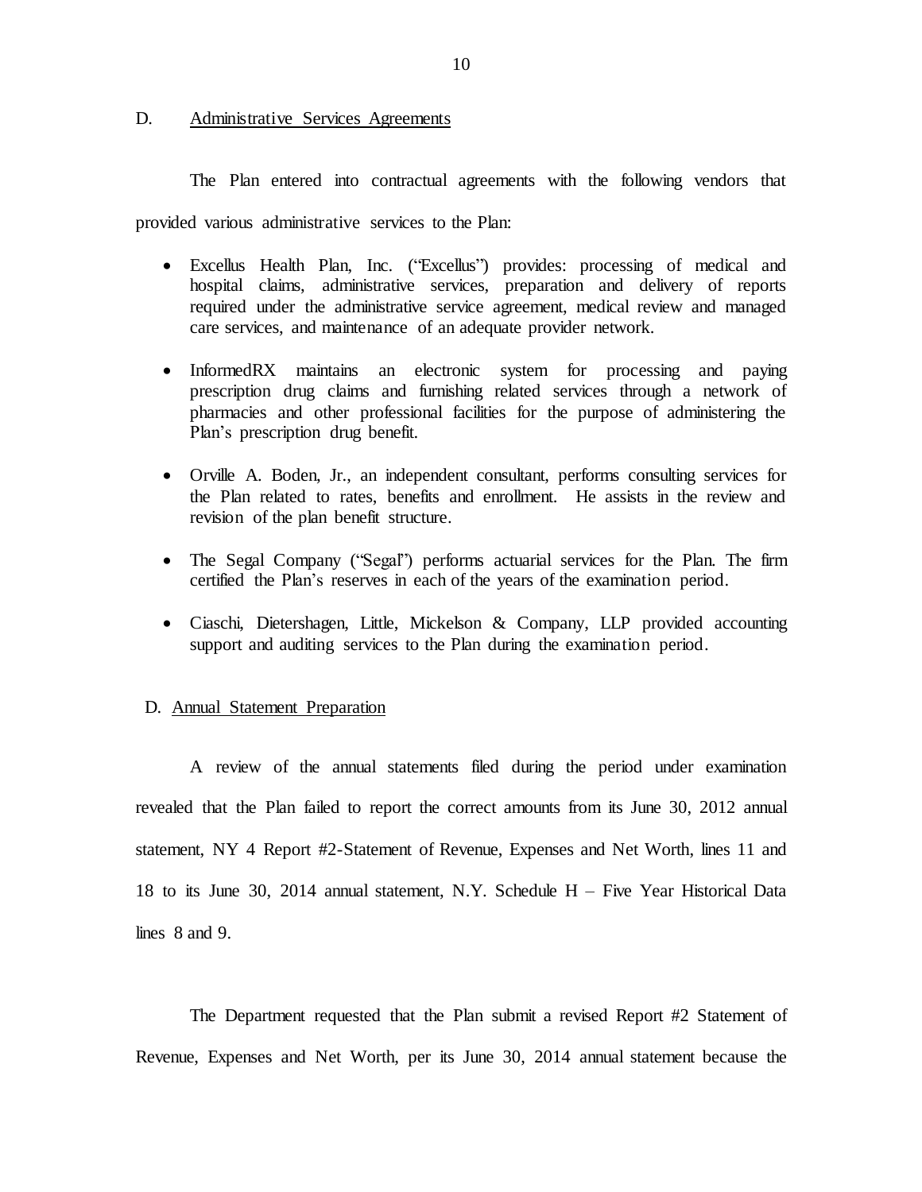## D. Administrative Services Agreements

The Plan entered into contractual agreements with the following vendors that provided various administrative services to the Plan:

- Excellus Health Plan, Inc. ("Excellus") provides: processing of medical and hospital claims, administrative services, preparation and delivery of reports required under the administrative service agreement, medical review and managed care services, and maintenance of an adequate provider network.

- InformedRX maintains an electronic system for processing and paying prescription drug claims and furnishing related services through a network of pharmacies and other professional facilities for the purpose of administering the Plan's prescription drug benefit.

- Orville A. Boden, Jr., an independent consultant, performs consulting services for the Plan related to rates, benefits and enrollment. He assists in the review and revision of the plan benefit structure.

- The Segal Company ("Segal") performs actuarial services for the Plan. The firm certified the Plan's reserves in each of the years of the examination period.

- Ciaschi, Dietershagen, Little, Mickelson & Company, LLP provided accounting support and auditing services to the Plan during the examination period.

## D. Annual Statement Preparation

A review of the annual statements filed during the period under examination revealed that the Plan failed to report the correct amounts from its June 30, 2012 annual statement, NY 4 Report #2-Statement of Revenue, Expenses and Net Worth, lines 11 and 18 to its June 30, 2014 annual statement, N.Y. Schedule H – Five Year Historical Data lines 8 and 9.

The Department requested that the Plan submit a revised Report #2 Statement of Revenue, Expenses and Net Worth, per its June 30, 2014 annual statement because the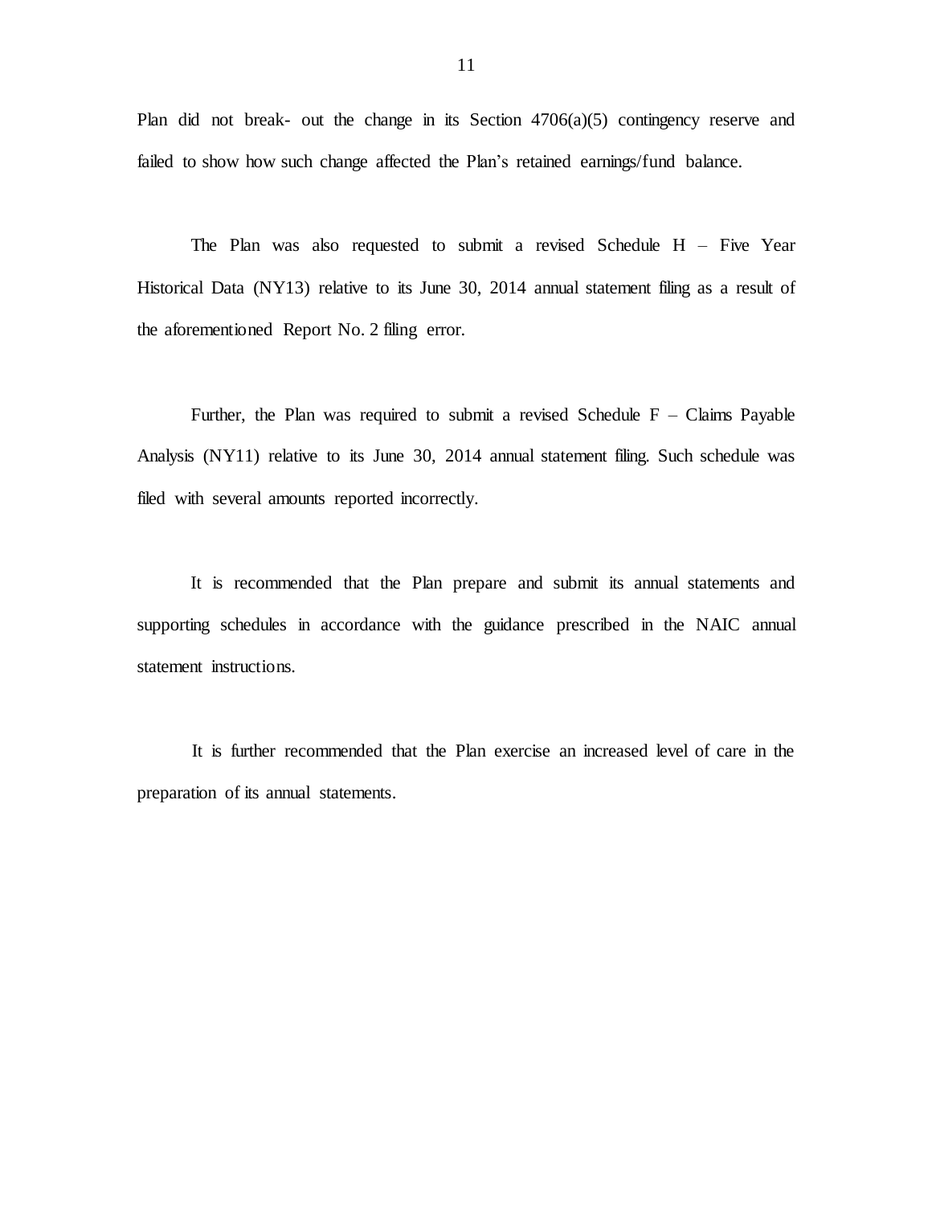Plan did not break- out the change in its Section 4706(a)(5) contingency reserve and failed to show how such change affected the Plan's retained earnings/fund balance.

The Plan was also requested to submit a revised Schedule H – Five Year Historical Data (NY13) relative to its June 30, 2014 annual statement filing as a result of the aforementioned Report No. 2 filing error.

Further, the Plan was required to submit a revised Schedule F – Claims Payable Analysis (NY11) relative to its June 30, 2014 annual statement filing. Such schedule was filed with several amounts reported incorrectly.

It is recommended that the Plan prepare and submit its annual statements and supporting schedules in accordance with the guidance prescribed in the NAIC annual statement instructions.

It is further recommended that the Plan exercise an increased level of care in the preparation of its annual statements.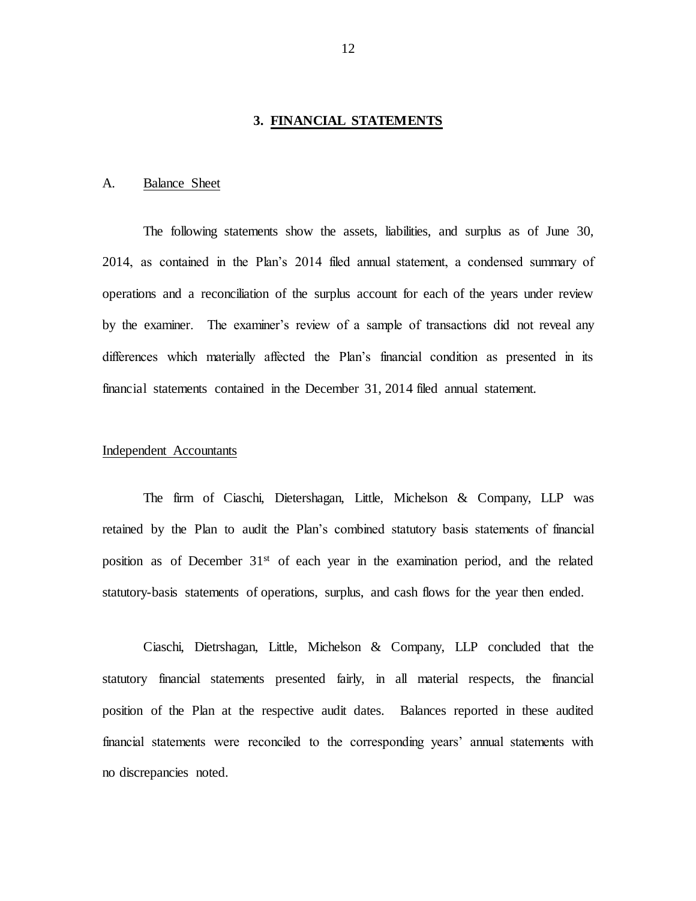## 3. FINANCIAL STATEMENTS

A. Balance Sheet

The following statements show the assets, liabilities, and surplus as of June 30, 2014, as contained in the Plan's 2014 filed annual statement, a condensed summary of operations and a reconciliation of the surplus account for each of the years under review by the examiner. The examiner's review of a sample of transactions did not reveal any differences which materially affected the Plan's financial condition as presented in its financial statements contained in the December 31, 2014 filed annual statement.

Independent Accountants

The firm of Ciaschi, Dietershagan, Little, Michelson & Company, LLP was retained by the Plan to audit the Plan's combined statutory basis statements of financial position as of December 31st of each year in the examination period, and the related statutory-basis statements of operations, surplus, and cash flows for the year then ended.

Ciaschi, Dietrshagan, Little, Michelson & Company, LLP concluded that the statutory financial statements presented fairly, in all material respects, the financial position of the Plan at the respective audit dates. Balances reported in these audited financial statements were reconciled to the corresponding years' annual statements with no discrepancies noted.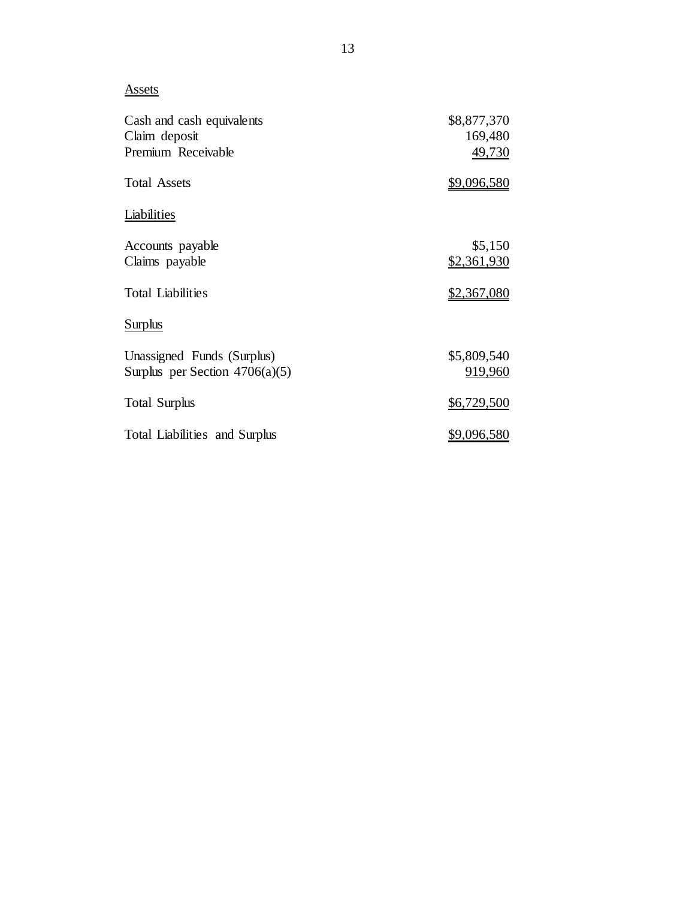| Assets | |
|---|---|
| Cash and cash equivalents | $8,877,370 |
| Claim deposit | 169,480 |
| Premium Receivable | 49,730 |
| Total Assets | $9,096,580 |
| **Liabilities** | |
| Accounts payable | $5,150 |
| Claims payable | $2,361,930 |
| Total Liabilities | $2,367,080 |
| **Surplus** | |
| Unassigned Funds (Surplus) | $5,809,540 |
| Surplus per Section 4706(a)(5) | 919,960 |
| Total Surplus | $6,729,500 |
| Total Liabilities and Surplus | $9,096,580 |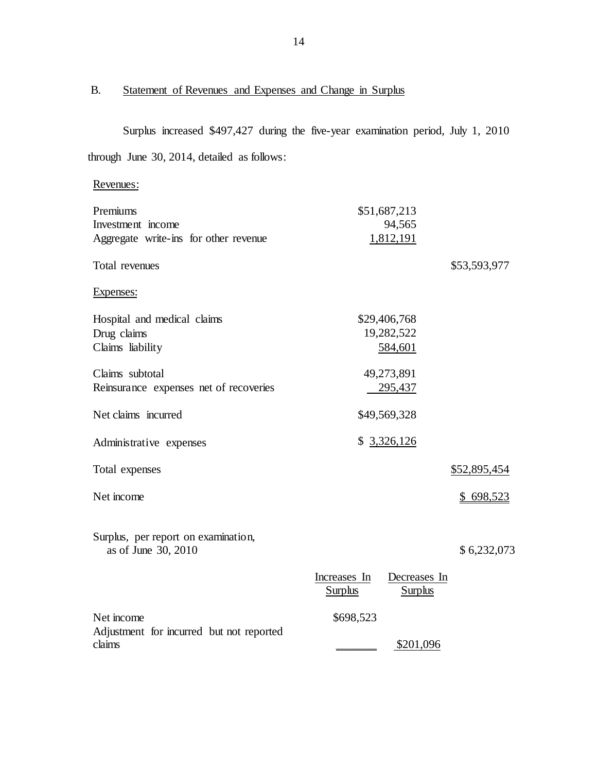## B. Statement of Revenues and Expenses and Change in Surplus

Surplus increased $497,427 during the five-year examination period, July 1, 2010 through June 30, 2014, detailed as follows:

| | | |
|---|---|---|
| Revenues: | | |
| Premiums | $51,687,213 | |
| Investment income | 94,565 | |
| Aggregate write-ins for other revenue | 1,812,191 | |
| Total revenues | | $53,593,977 |
| Expenses: | | |
| Hospital and medical claims | $29,406,768 | |
| Drug claims | 19,282,522 | |
| Claims liability | 584,601 | |
| Claims subtotal | 49,273,891 | |
| Reinsurance expenses net of recoveries | 295,437 | |
| Net claims incurred | $49,569,328 | |
| Administrative expenses | $ 3,326,126 | |
| Total expenses | | $52,895,454 |
| Net income | | $ 698,523 |

| | Increases In Surplus | Decreases In Surplus | |
|---|---|---|---|
| Surplus, per report on examination, as of June 30, 2010 | | | $ 6,232,073 |
| Net income | $698,523 | | |
| Adjustment for incurred but not reported claims | | $201,096 | |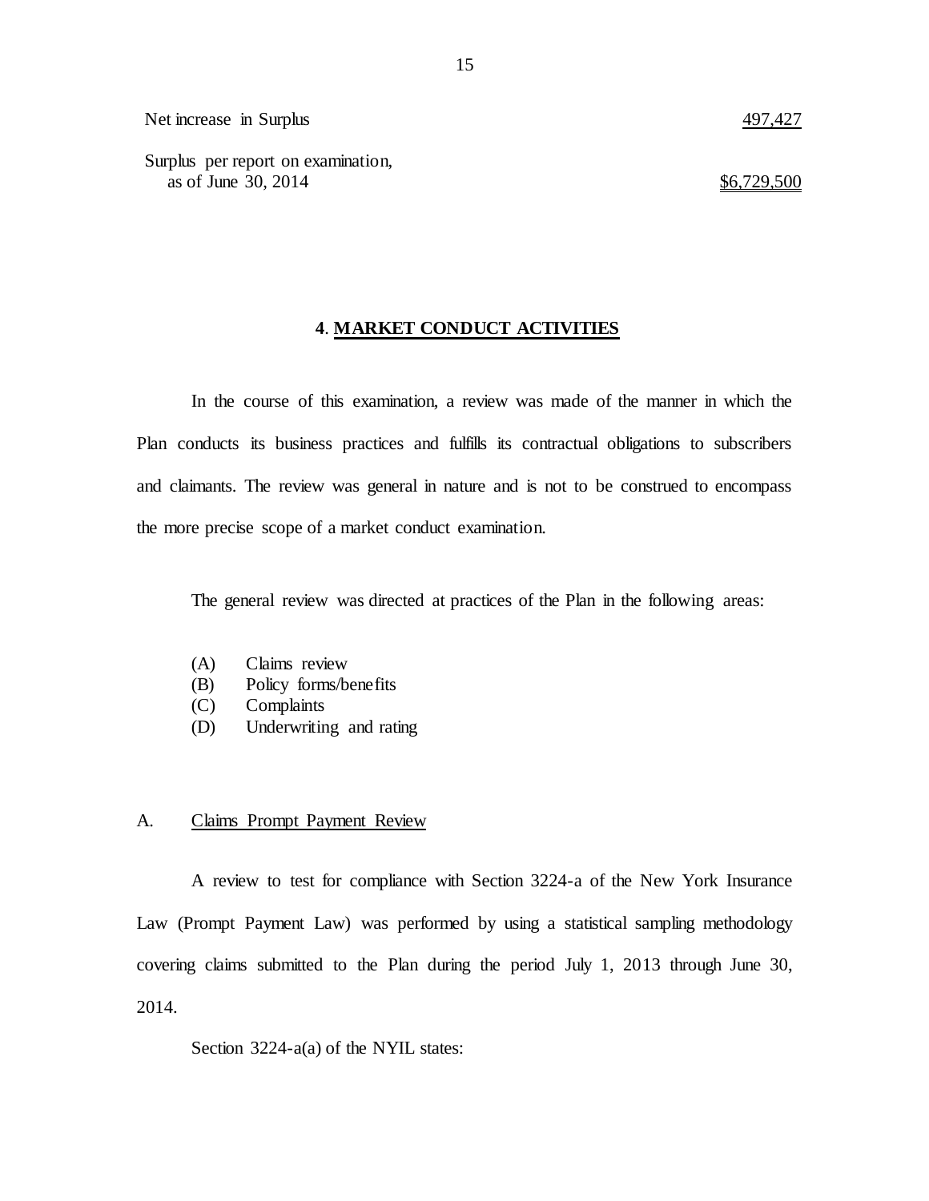| | |
|---|---|
| Net increase in Surplus | 497,427 |
| Surplus per report on examination, as of June 30, 2014 | $6,729,500 |

## 4. MARKET CONDUCT ACTIVITIES

In the course of this examination, a review was made of the manner in which the Plan conducts its business practices and fulfills its contractual obligations to subscribers and claimants. The review was general in nature and is not to be construed to encompass the more precise scope of a market conduct examination.

The general review was directed at practices of the Plan in the following areas:

(A) Claims review
(B) Policy forms/benefits
(C) Complaints
(D) Underwriting and rating

### A. Claims Prompt Payment Review

A review to test for compliance with Section 3224-a of the New York Insurance Law (Prompt Payment Law) was performed by using a statistical sampling methodology covering claims submitted to the Plan during the period July 1, 2013 through June 30, 2014.

Section 3224-a(a) of the NYIL states: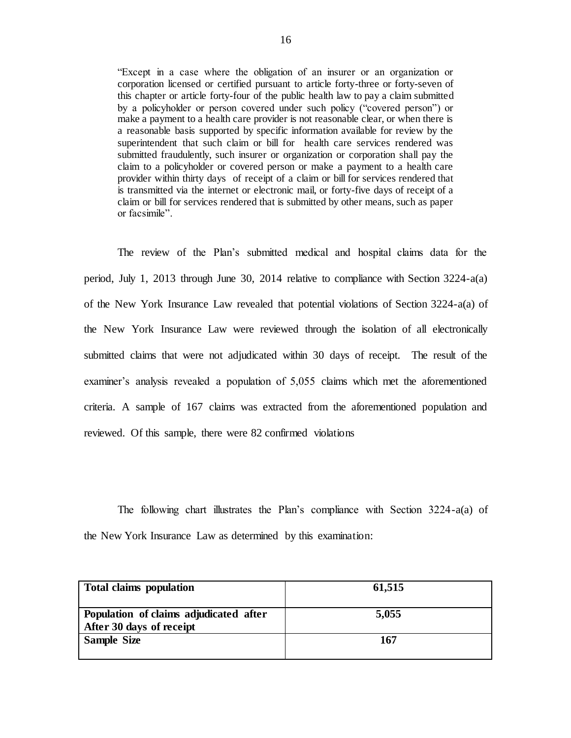"Except in a case where the obligation of an insurer or an organization or corporation licensed or certified pursuant to article forty-three or forty-seven of this chapter or article forty-four of the public health law to pay a claim submitted by a policyholder or person covered under such policy ("covered person") or make a payment to a health care provider is not reasonable clear, or when there is a reasonable basis supported by specific information available for review by the superintendent that such claim or bill for health care services rendered was submitted fraudulently, such insurer or organization or corporation shall pay the claim to a policyholder or covered person or make a payment to a health care provider within thirty days of receipt of a claim or bill for services rendered that is transmitted via the internet or electronic mail, or forty-five days of receipt of a claim or bill for services rendered that is submitted by other means, such as paper or facsimile".

The review of the Plan's submitted medical and hospital claims data for the period, July 1, 2013 through June 30, 2014 relative to compliance with Section 3224-a(a) of the New York Insurance Law revealed that potential violations of Section 3224-a(a) of the New York Insurance Law were reviewed through the isolation of all electronically submitted claims that were not adjudicated within 30 days of receipt. The result of the examiner's analysis revealed a population of 5,055 claims which met the aforementioned criteria. A sample of 167 claims was extracted from the aforementioned population and reviewed. Of this sample, there were 82 confirmed violations

The following chart illustrates the Plan's compliance with Section 3224-a(a) of the New York Insurance Law as determined by this examination:

| **Total claims population** | **61,515** |
|---|---|
| **Population of claims adjudicated after After 30 days of receipt** | **5,055** |
| **Sample Size** | **167** |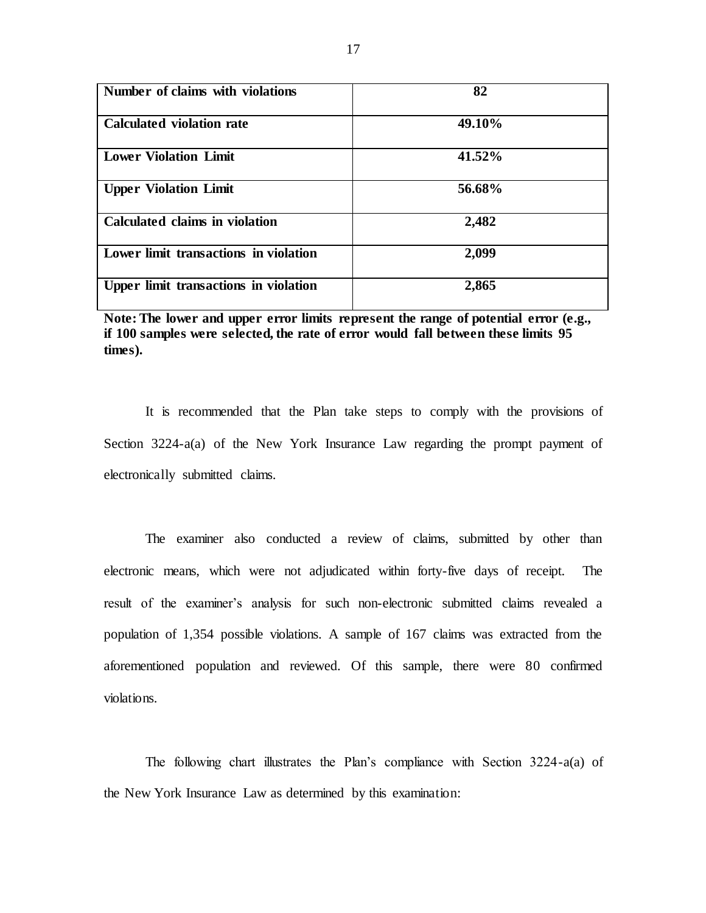| Number of claims with violations | 82 |
|---|---|
| Calculated violation rate | 49.10% |
| Lower Violation Limit | 41.52% |
| Upper Violation Limit | 56.68% |
| Calculated claims in violation | 2,482 |
| Lower limit transactions in violation | 2,099 |
| Upper limit transactions in violation | 2,865 |

**Note: The lower and upper error limits represent the range of potential error (e.g., if 100 samples were selected, the rate of error would fall between these limits 95 times).**

It is recommended that the Plan take steps to comply with the provisions of Section 3224-a(a) of the New York Insurance Law regarding the prompt payment of electronically submitted claims.

The examiner also conducted a review of claims, submitted by other than electronic means, which were not adjudicated within forty-five days of receipt. The result of the examiner's analysis for such non-electronic submitted claims revealed a population of 1,354 possible violations. A sample of 167 claims was extracted from the aforementioned population and reviewed. Of this sample, there were 80 confirmed violations.

The following chart illustrates the Plan's compliance with Section 3224-a(a) of the New York Insurance Law as determined by this examination: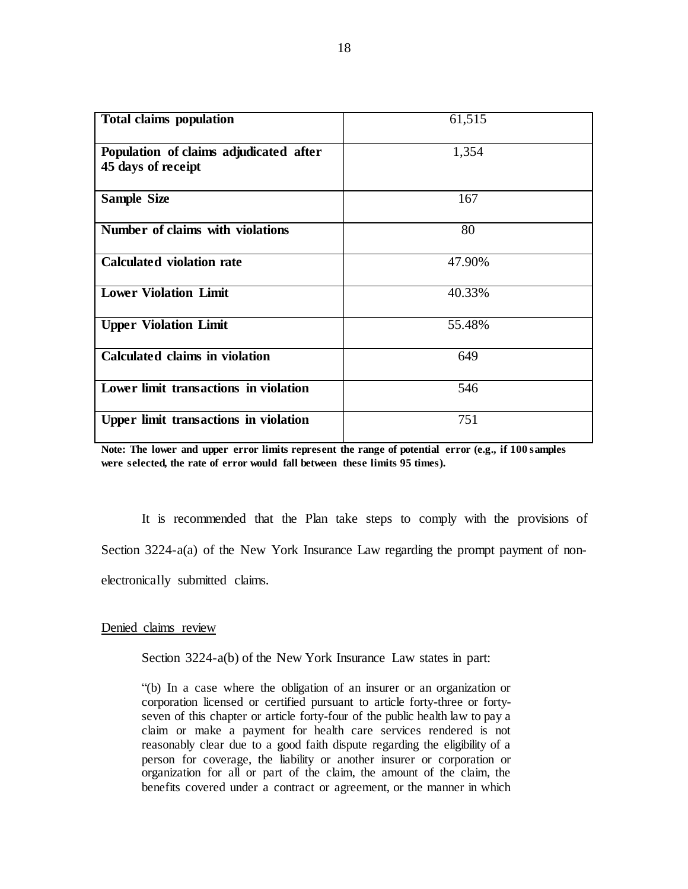| | |
|---|---|
| **Total claims population** | 61,515 |
| **Population of claims adjudicated after 45 days of receipt** | 1,354 |
| **Sample Size** | 167 |
| **Number of claims with violations** | 80 |
| **Calculated violation rate** | 47.90% |
| **Lower Violation Limit** | 40.33% |
| **Upper Violation Limit** | 55.48% |
| **Calculated claims in violation** | 649 |
| **Lower limit transactions in violation** | 546 |
| **Upper limit transactions in violation** | 751 |

**Note: The lower and upper error limits represent the range of potential error (e.g., if 100 samples were selected, the rate of error would fall between these limits 95 times).**

It is recommended that the Plan take steps to comply with the provisions of Section 3224-a(a) of the New York Insurance Law regarding the prompt payment of non-electronically submitted claims.

Denied claims review

Section 3224-a(b) of the New York Insurance Law states in part:

> "(b) In a case where the obligation of an insurer or an organization or corporation licensed or certified pursuant to article forty-three or forty-seven of this chapter or article forty-four of the public health law to pay a claim or make a payment for health care services rendered is not reasonably clear due to a good faith dispute regarding the eligibility of a person for coverage, the liability or another insurer or corporation or organization for all or part of the claim, the amount of the claim, the benefits covered under a contract or agreement, or the manner in which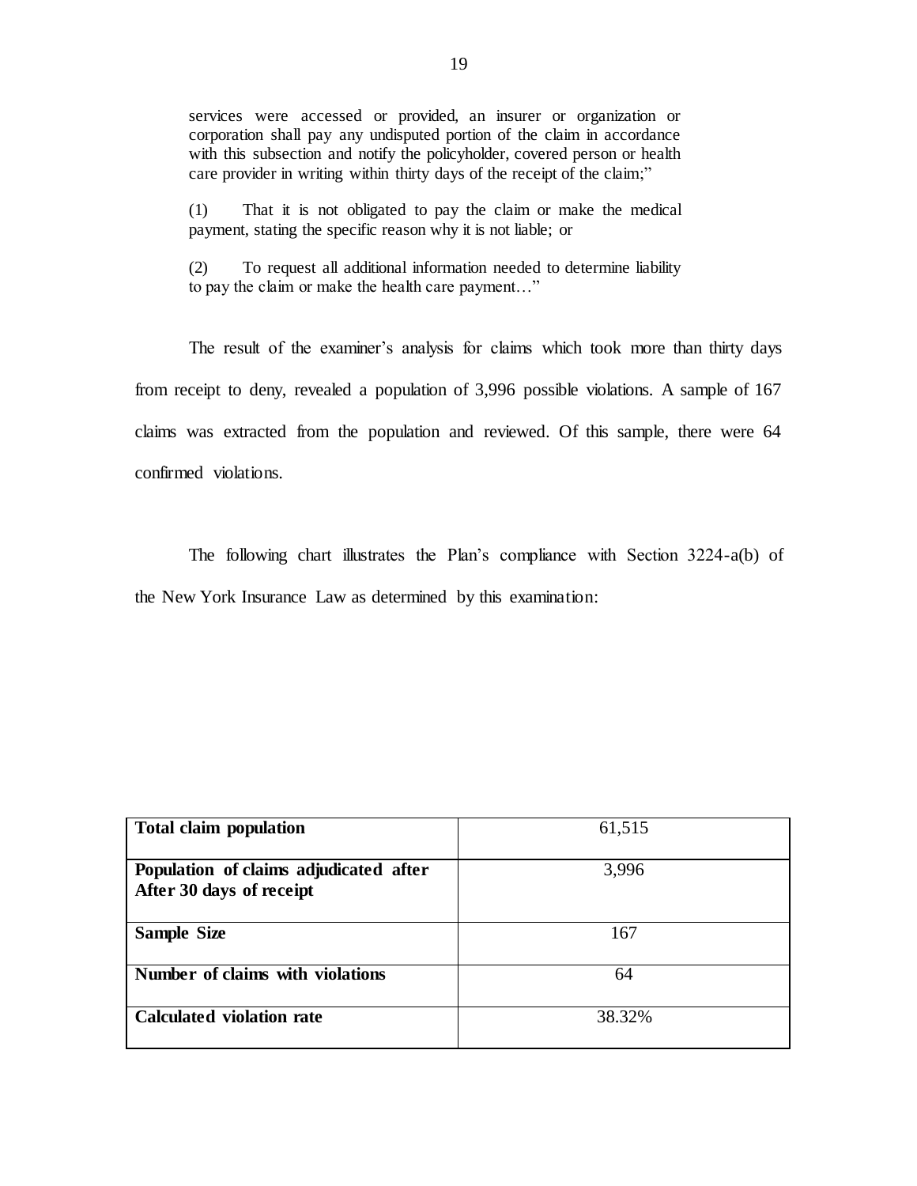> services were accessed or provided, an insurer or organization or corporation shall pay any undisputed portion of the claim in accordance with this subsection and notify the policyholder, covered person or health care provider in writing within thirty days of the receipt of the claim;"
>
> (1) That it is not obligated to pay the claim or make the medical payment, stating the specific reason why it is not liable; or
>
> (2) To request all additional information needed to determine liability to pay the claim or make the health care payment…"

The result of the examiner's analysis for claims which took more than thirty days from receipt to deny, revealed a population of 3,996 possible violations. A sample of 167 claims was extracted from the population and reviewed. Of this sample, there were 64 confirmed violations.

The following chart illustrates the Plan's compliance with Section 3224-a(b) of the New York Insurance Law as determined by this examination:

| | |
|---|---|
| **Total claim population** | 61,515 |
| **Population of claims adjudicated after After 30 days of receipt** | 3,996 |
| **Sample Size** | 167 |
| **Number of claims with violations** | 64 |
| **Calculated violation rate** | 38.32% |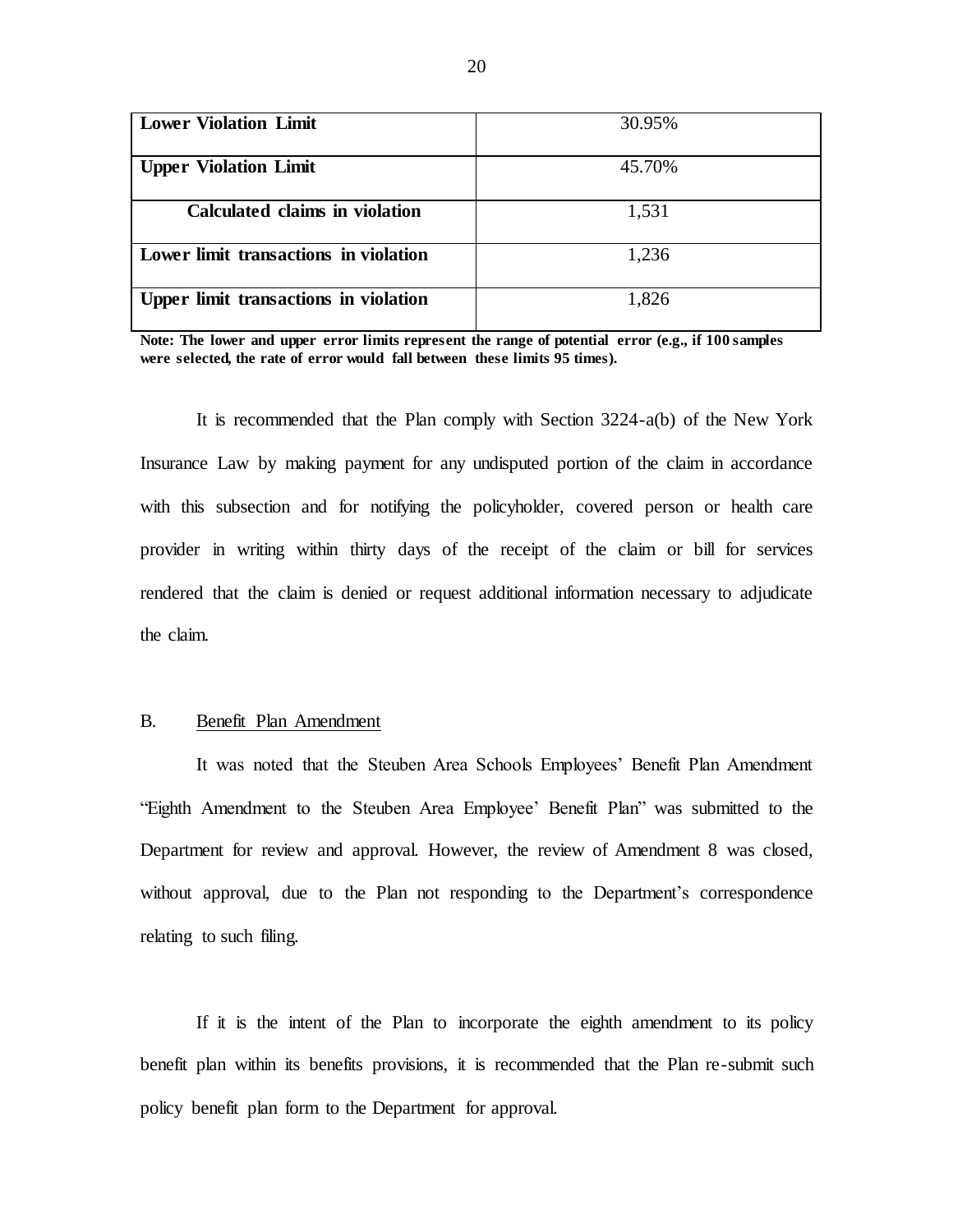| | |
|---|---|
| **Lower Violation Limit** | 30.95% |
| **Upper Violation Limit** | 45.70% |
| **Calculated claims in violation** | 1,531 |
| **Lower limit transactions in violation** | 1,236 |
| **Upper limit transactions in violation** | 1,826 |

**Note: The lower and upper error limits represent the range of potential error (e.g., if 100 samples were selected, the rate of error would fall between these limits 95 times).**

It is recommended that the Plan comply with Section 3224-a(b) of the New York Insurance Law by making payment for any undisputed portion of the claim in accordance with this subsection and for notifying the policyholder, covered person or health care provider in writing within thirty days of the receipt of the claim or bill for services rendered that the claim is denied or request additional information necessary to adjudicate the claim.

B. Benefit Plan Amendment

It was noted that the Steuben Area Schools Employees' Benefit Plan Amendment "Eighth Amendment to the Steuben Area Employee' Benefit Plan" was submitted to the Department for review and approval. However, the review of Amendment 8 was closed, without approval, due to the Plan not responding to the Department's correspondence relating to such filing.

If it is the intent of the Plan to incorporate the eighth amendment to its policy benefit plan within its benefits provisions, it is recommended that the Plan re-submit such policy benefit plan form to the Department for approval.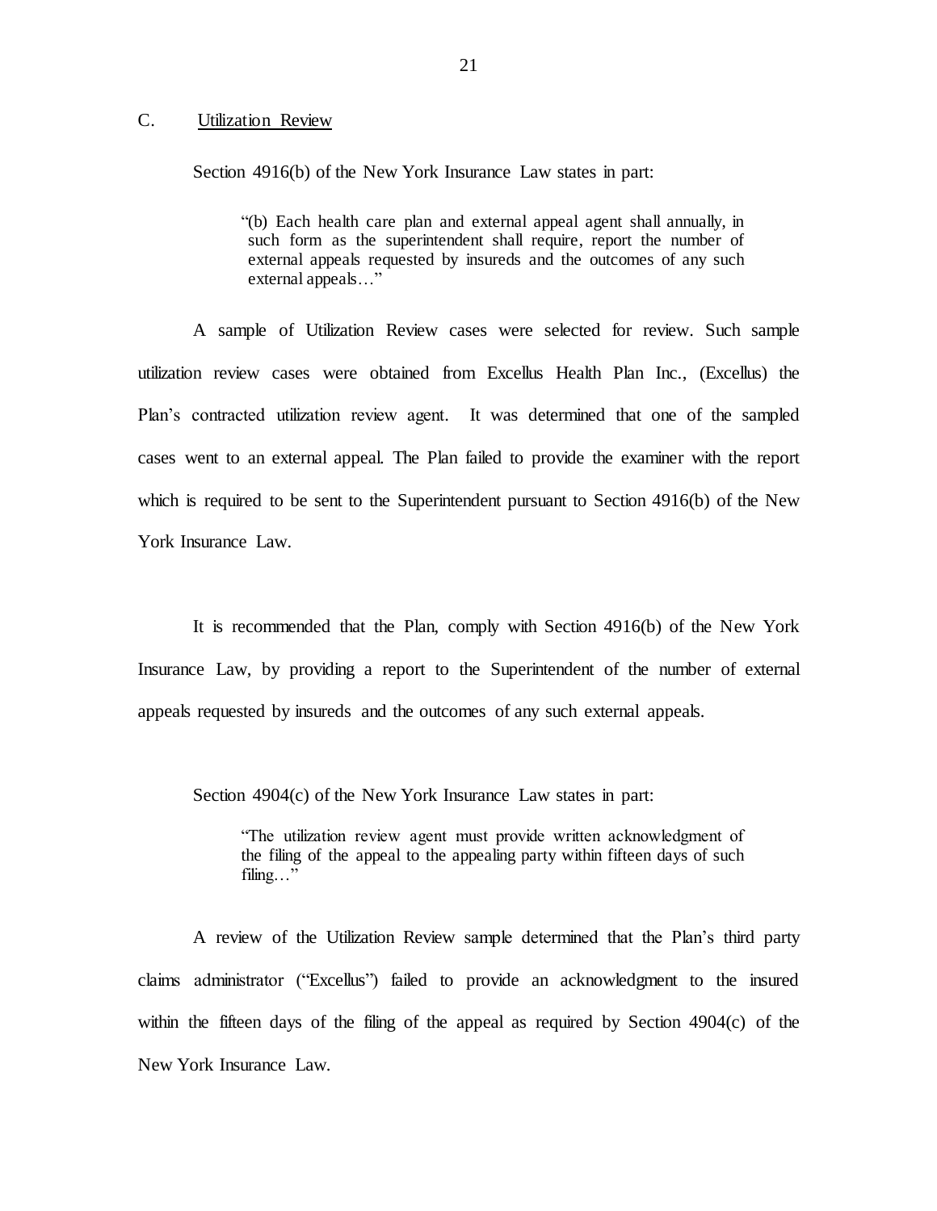## C. Utilization Review

Section 4916(b) of the New York Insurance Law states in part:

> "(b) Each health care plan and external appeal agent shall annually, in such form as the superintendent shall require, report the number of external appeals requested by insureds and the outcomes of any such external appeals…"

A sample of Utilization Review cases were selected for review. Such sample utilization review cases were obtained from Excellus Health Plan Inc., (Excellus) the Plan's contracted utilization review agent. It was determined that one of the sampled cases went to an external appeal. The Plan failed to provide the examiner with the report which is required to be sent to the Superintendent pursuant to Section 4916(b) of the New York Insurance Law.

It is recommended that the Plan, comply with Section 4916(b) of the New York Insurance Law, by providing a report to the Superintendent of the number of external appeals requested by insureds and the outcomes of any such external appeals.

Section 4904(c) of the New York Insurance Law states in part:

> "The utilization review agent must provide written acknowledgment of the filing of the appeal to the appealing party within fifteen days of such filing…"

A review of the Utilization Review sample determined that the Plan's third party claims administrator ("Excellus") failed to provide an acknowledgment to the insured within the fifteen days of the filing of the appeal as required by Section 4904(c) of the New York Insurance Law.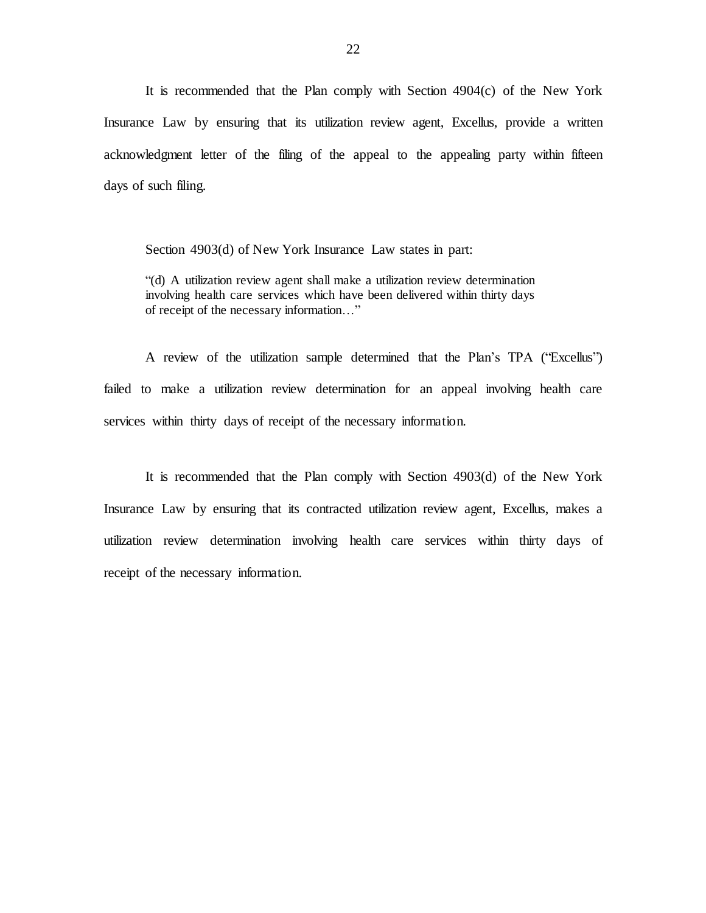It is recommended that the Plan comply with Section 4904(c) of the New York Insurance Law by ensuring that its utilization review agent, Excellus, provide a written acknowledgment letter of the filing of the appeal to the appealing party within fifteen days of such filing.

Section 4903(d) of New York Insurance Law states in part:

> "(d) A utilization review agent shall make a utilization review determination involving health care services which have been delivered within thirty days of receipt of the necessary information…"

A review of the utilization sample determined that the Plan's TPA ("Excellus") failed to make a utilization review determination for an appeal involving health care services within thirty days of receipt of the necessary information.

It is recommended that the Plan comply with Section 4903(d) of the New York Insurance Law by ensuring that its contracted utilization review agent, Excellus, makes a utilization review determination involving health care services within thirty days of receipt of the necessary information.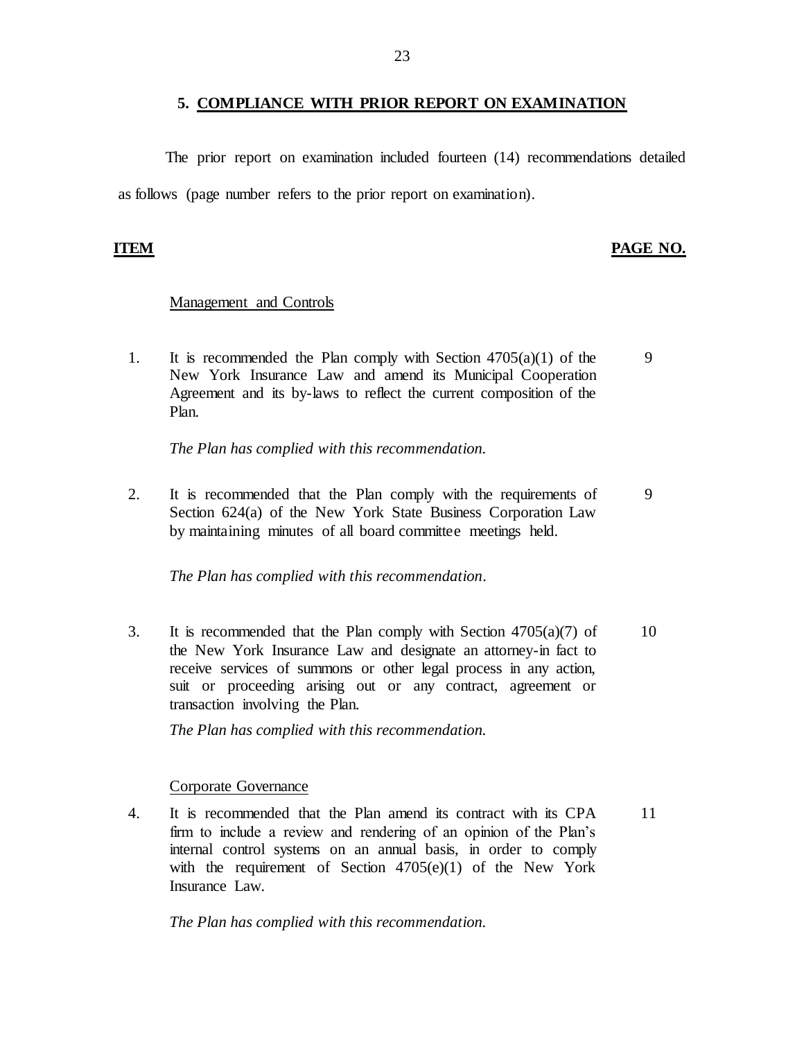## 5. COMPLIANCE WITH PRIOR REPORT ON EXAMINATION

The prior report on examination included fourteen (14) recommendations detailed as follows (page number refers to the prior report on examination).

| ITEM | | PAGE NO. |
|---|---|---|
| | Management and Controls | |
| 1. | It is recommended the Plan comply with Section 4705(a)(1) of the New York Insurance Law and amend its Municipal Cooperation Agreement and its by-laws to reflect the current composition of the Plan. | 9 |
| | *The Plan has complied with this recommendation.* | |
| 2. | It is recommended that the Plan comply with the requirements of Section 624(a) of the New York State Business Corporation Law by maintaining minutes of all board committee meetings held. | 9 |
| | *The Plan has complied with this recommendation.* | |
| 3. | It is recommended that the Plan comply with Section 4705(a)(7) of the New York Insurance Law and designate an attorney-in fact to receive services of summons or other legal process in any action, suit or proceeding arising out or any contract, agreement or transaction involving the Plan. | 10 |
| | *The Plan has complied with this recommendation.* | |
| | Corporate Governance | |
| 4. | It is recommended that the Plan amend its contract with its CPA firm to include a review and rendering of an opinion of the Plan's internal control systems on an annual basis, in order to comply with the requirement of Section 4705(e)(1) of the New York Insurance Law. | 11 |
| | *The Plan has complied with this recommendation.* | |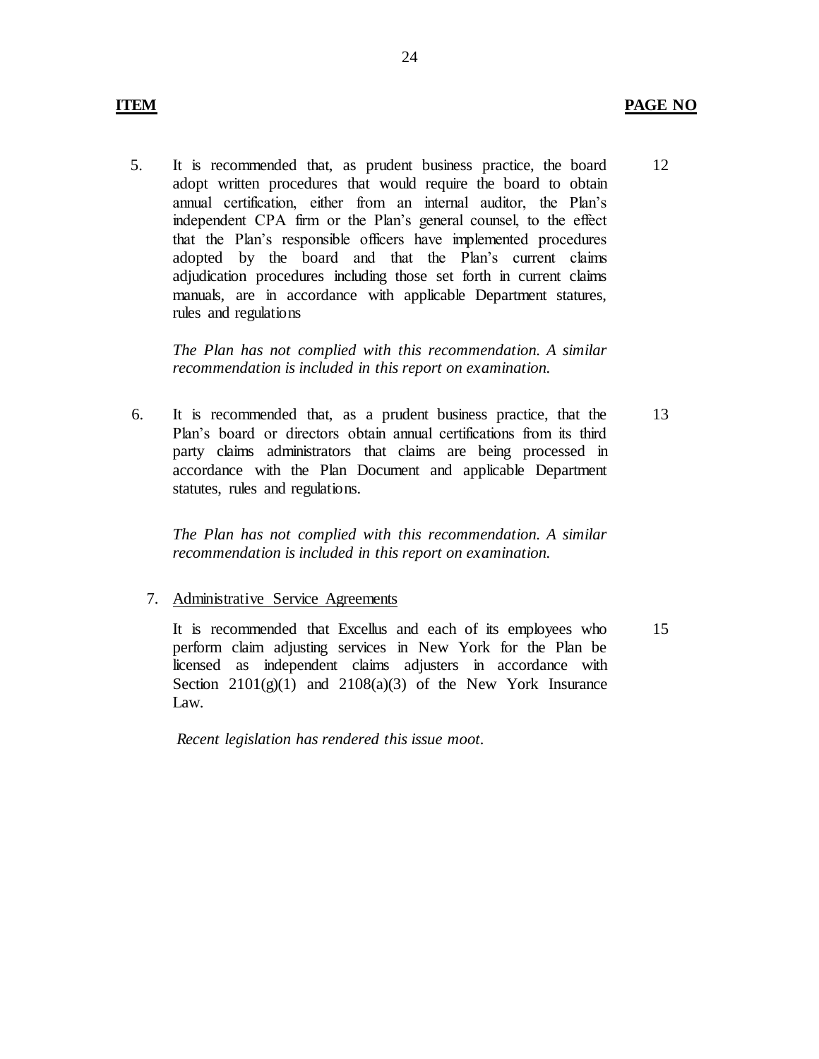**ITEM** | **PAGE NO**

5. It is recommended that, as prudent business practice, the board adopt written procedures that would require the board to obtain annual certification, either from an internal auditor, the Plan's independent CPA firm or the Plan's general counsel, to the effect that the Plan's responsible officers have implemented procedures adopted by the board and that the Plan's current claims adjudication procedures including those set forth in current claims manuals, are in accordance with applicable Department statures, rules and regulations — 12

   *The Plan has not complied with this recommendation. A similar recommendation is included in this report on examination.*

6. It is recommended that, as a prudent business practice, that the Plan's board or directors obtain annual certifications from its third party claims administrators that claims are being processed in accordance with the Plan Document and applicable Department statutes, rules and regulations. — 13

   *The Plan has not complied with this recommendation. A similar recommendation is included in this report on examination.*

7. Administrative Service Agreements

   It is recommended that Excellus and each of its employees who perform claim adjusting services in New York for the Plan be licensed as independent claims adjusters in accordance with Section 2101(g)(1) and 2108(a)(3) of the New York Insurance Law. — 15

   *Recent legislation has rendered this issue moot.*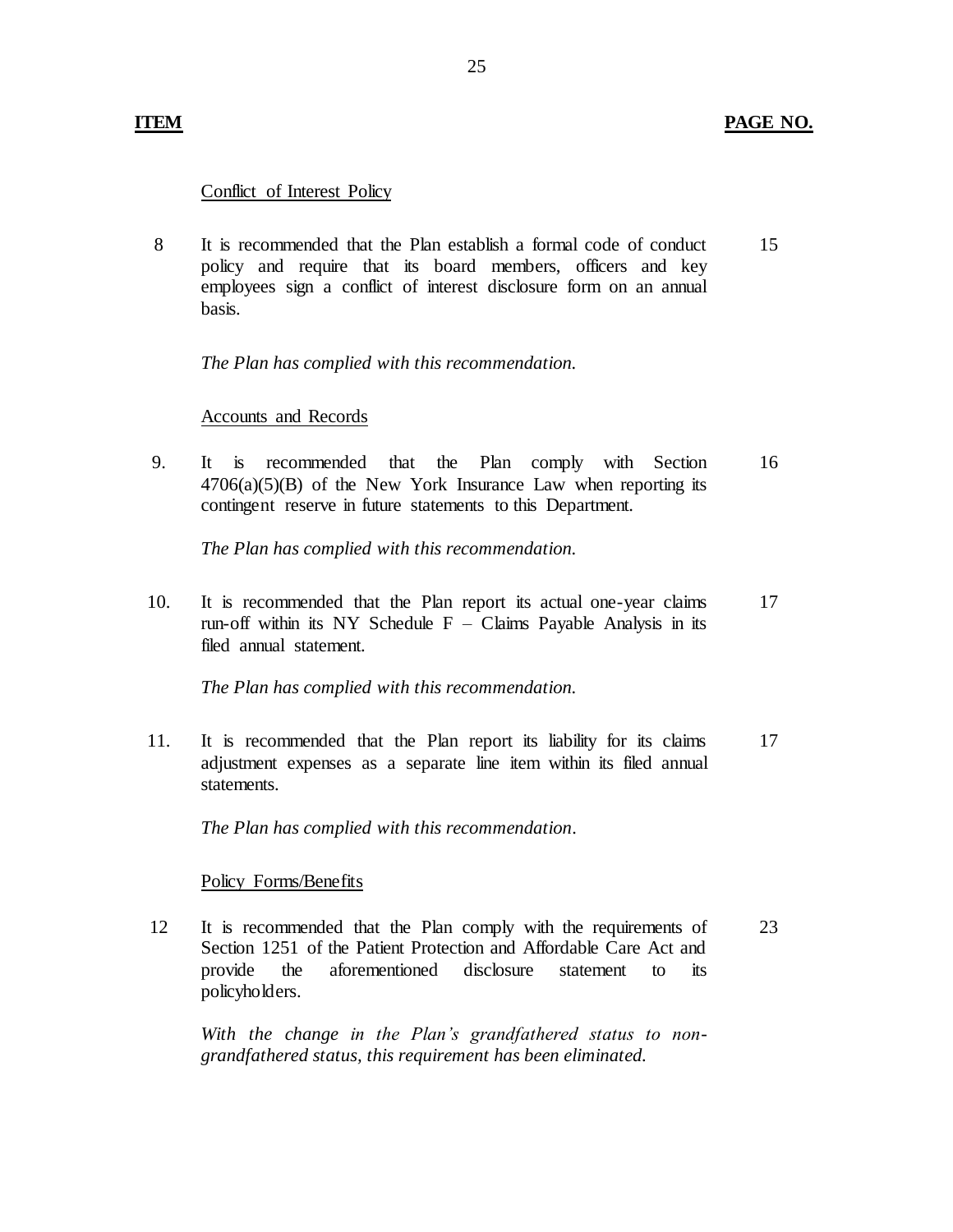| ITEM | | PAGE NO. |
|---|---|---|
| | Conflict of Interest Policy | |
| 8 | It is recommended that the Plan establish a formal code of conduct policy and require that its board members, officers and key employees sign a conflict of interest disclosure form on an annual basis.<br><br>*The Plan has complied with this recommendation.* | 15 |
| | Accounts and Records | |
| 9. | It is recommended that the Plan comply with Section 4706(a)(5)(B) of the New York Insurance Law when reporting its contingent reserve in future statements to this Department.<br><br>*The Plan has complied with this recommendation.* | 16 |
| 10. | It is recommended that the Plan report its actual one-year claims run-off within its NY Schedule F – Claims Payable Analysis in its filed annual statement.<br><br>*The Plan has complied with this recommendation.* | 17 |
| 11. | It is recommended that the Plan report its liability for its claims adjustment expenses as a separate line item within its filed annual statements.<br><br>*The Plan has complied with this recommendation.* | 17 |
| | Policy Forms/Benefits | |
| 12 | It is recommended that the Plan comply with the requirements of Section 1251 of the Patient Protection and Affordable Care Act and provide the aforementioned disclosure statement to its policyholders.<br><br>*With the change in the Plan's grandfathered status to non-grandfathered status, this requirement has been eliminated.* | 23 |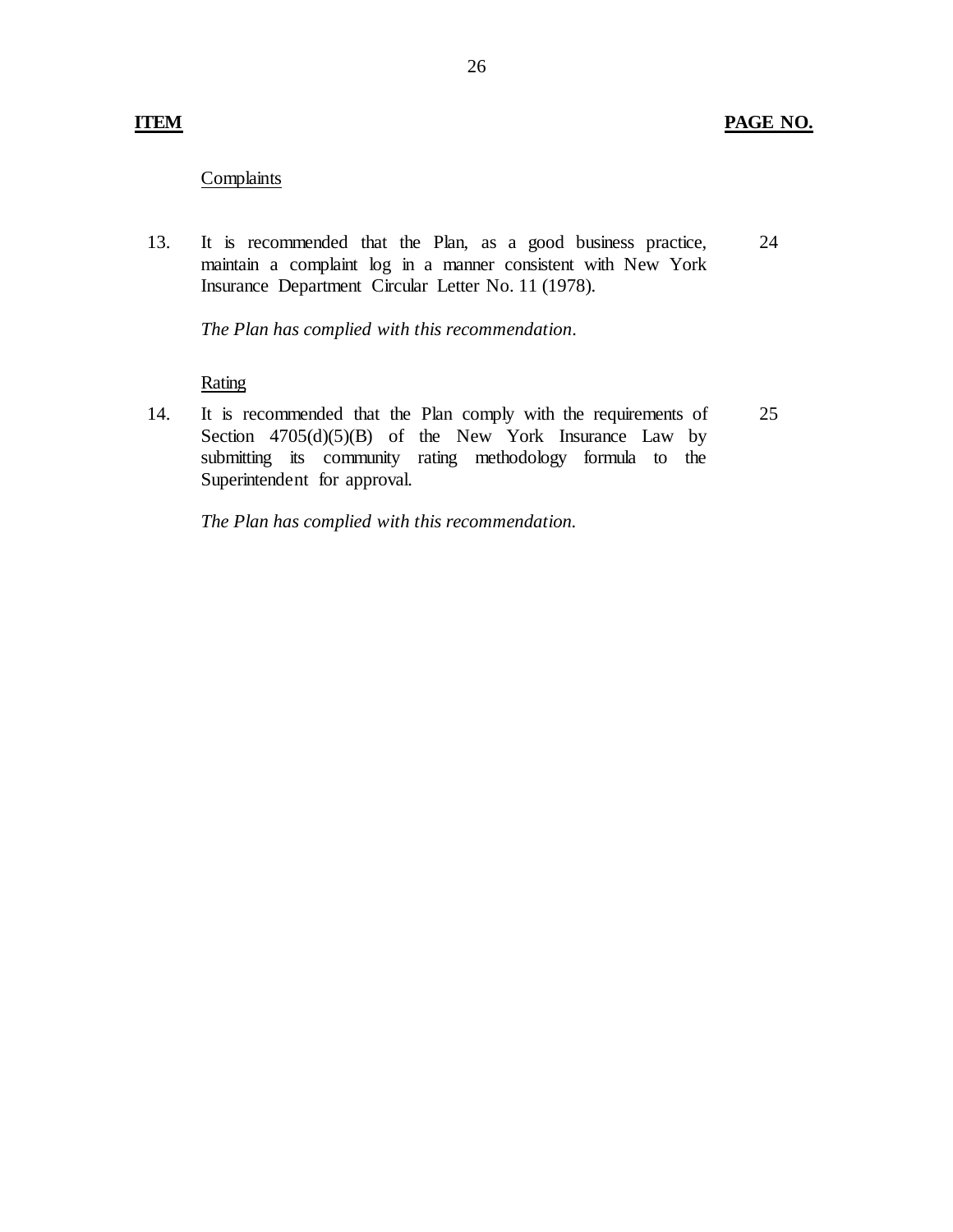| ITEM | | PAGE NO. |
|---|---|---|
| | Complaints | |
| 13. | It is recommended that the Plan, as a good business practice, maintain a complaint log in a manner consistent with New York Insurance Department Circular Letter No. 11 (1978).<br><br>*The Plan has complied with this recommendation.* | 24 |
| | Rating | |
| 14. | It is recommended that the Plan comply with the requirements of Section 4705(d)(5)(B) of the New York Insurance Law by submitting its community rating methodology formula to the Superintendent for approval.<br><br>*The Plan has complied with this recommendation.* | 25 |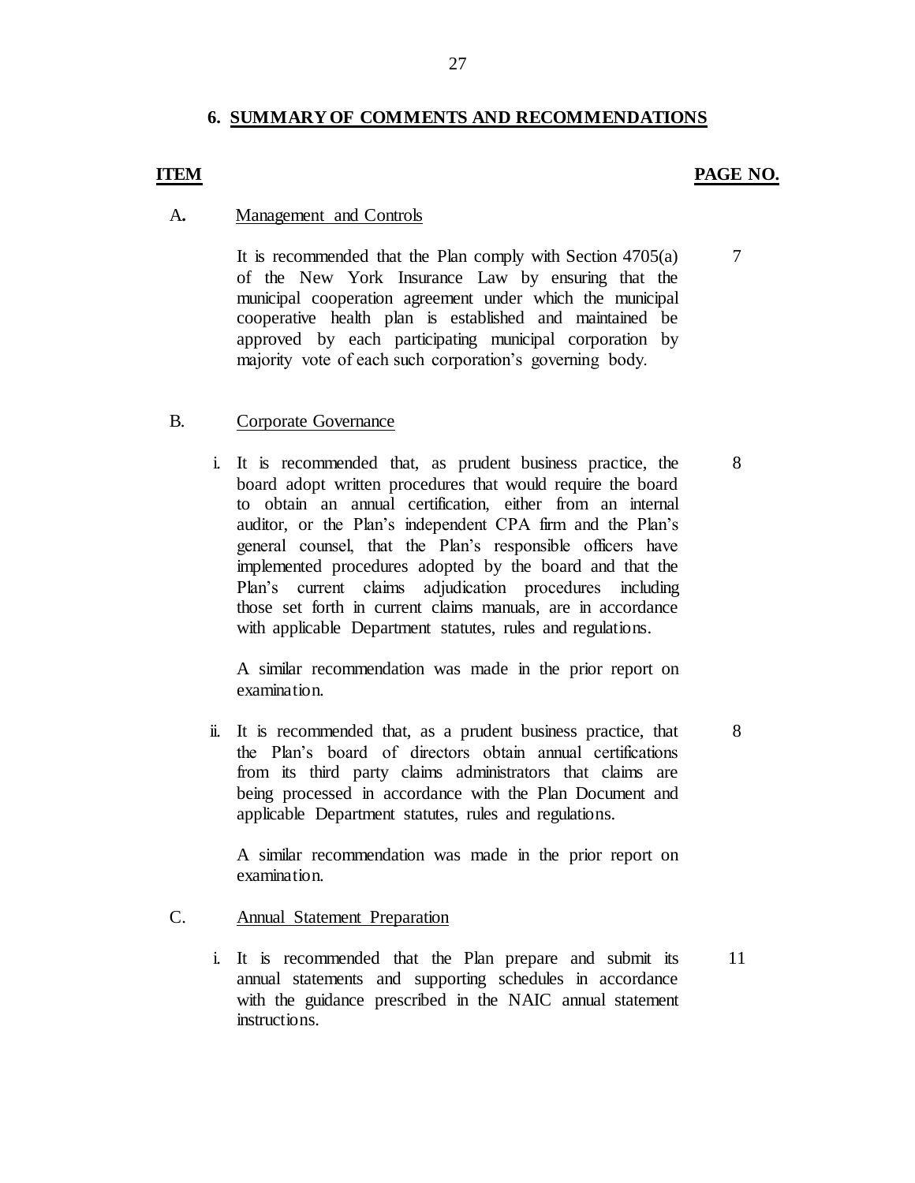## 6. SUMMARY OF COMMENTS AND RECOMMENDATIONS

| ITEM | | PAGE NO. |
|---|---|---|
| A. | **Management and Controls** | |
| | It is recommended that the Plan comply with Section 4705(a) of the New York Insurance Law by ensuring that the municipal cooperation agreement under which the municipal cooperative health plan is established and maintained be approved by each participating municipal corporation by majority vote of each such corporation's governing body. | 7 |
| B. | **Corporate Governance** | |
| | i. It is recommended that, as prudent business practice, the board adopt written procedures that would require the board to obtain an annual certification, either from an internal auditor, or the Plan's independent CPA firm and the Plan's general counsel, that the Plan's responsible officers have implemented procedures adopted by the board and that the Plan's current claims adjudication procedures including those set forth in current claims manuals, are in accordance with applicable Department statutes, rules and regulations. A similar recommendation was made in the prior report on examination. | 8 |
| | ii. It is recommended that, as a prudent business practice, that the Plan's board of directors obtain annual certifications from its third party claims administrators that claims are being processed in accordance with the Plan Document and applicable Department statutes, rules and regulations. A similar recommendation was made in the prior report on examination. | 8 |
| C. | **Annual Statement Preparation** | |
| | i. It is recommended that the Plan prepare and submit its annual statements and supporting schedules in accordance with the guidance prescribed in the NAIC annual statement instructions. | 11 |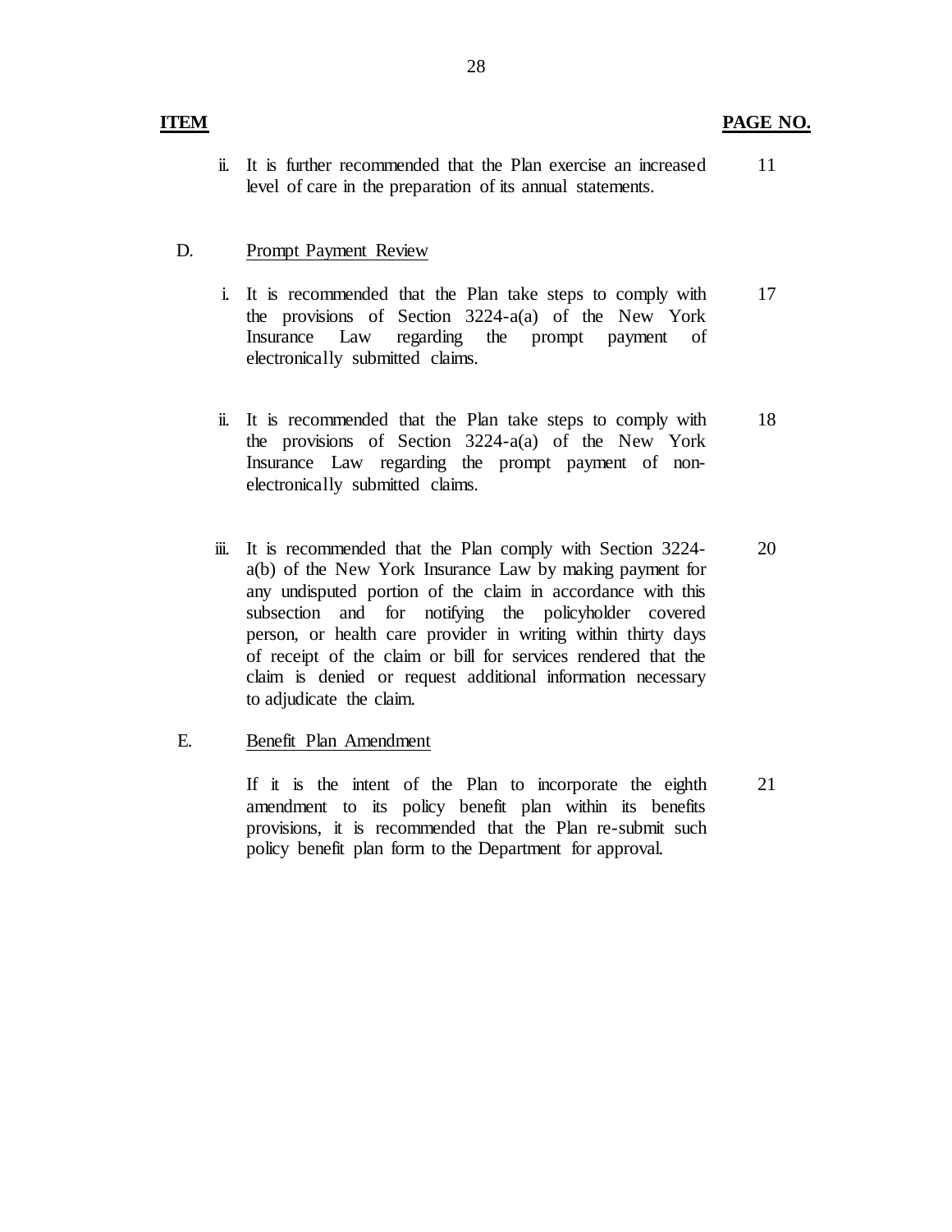| ITEM | | PAGE NO. |
|---|---|---|
| | ii. It is further recommended that the Plan exercise an increased level of care in the preparation of its annual statements. | 11 |
| D. | Prompt Payment Review | |
| | i. It is recommended that the Plan take steps to comply with the provisions of Section 3224-a(a) of the New York Insurance Law regarding the prompt payment of electronically submitted claims. | 17 |
| | ii. It is recommended that the Plan take steps to comply with the provisions of Section 3224-a(a) of the New York Insurance Law regarding the prompt payment of non-electronically submitted claims. | 18 |
| | iii. It is recommended that the Plan comply with Section 3224-a(b) of the New York Insurance Law by making payment for any undisputed portion of the claim in accordance with this subsection and for notifying the policyholder covered person, or health care provider in writing within thirty days of receipt of the claim or bill for services rendered that the claim is denied or request additional information necessary to adjudicate the claim. | 20 |
| E. | Benefit Plan Amendment | |
| | If it is the intent of the Plan to incorporate the eighth amendment to its policy benefit plan within its benefits provisions, it is recommended that the Plan re-submit such policy benefit plan form to the Department for approval. | 21 |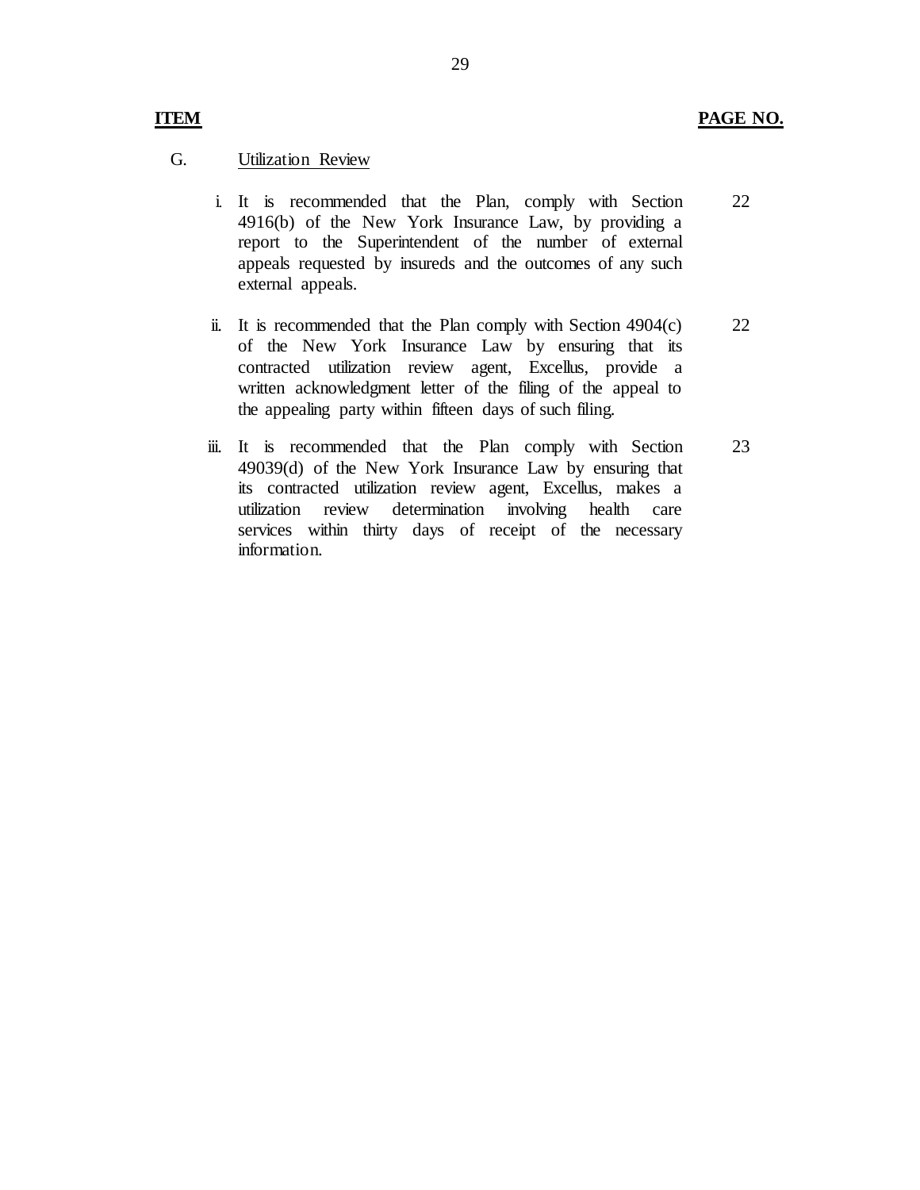| ITEM | | PAGE NO. |
|---|---|---|
| G. | Utilization Review | |
| | i. It is recommended that the Plan, comply with Section 4916(b) of the New York Insurance Law, by providing a report to the Superintendent of the number of external appeals requested by insureds and the outcomes of any such external appeals. | 22 |
| | ii. It is recommended that the Plan comply with Section 4904(c) of the New York Insurance Law by ensuring that its contracted utilization review agent, Excellus, provide a written acknowledgment letter of the filing of the appeal to the appealing party within fifteen days of such filing. | 22 |
| | iii. It is recommended that the Plan comply with Section 49039(d) of the New York Insurance Law by ensuring that its contracted utilization review agent, Excellus, makes a utilization review determination involving health care services within thirty days of receipt of the necessary information. | 23 |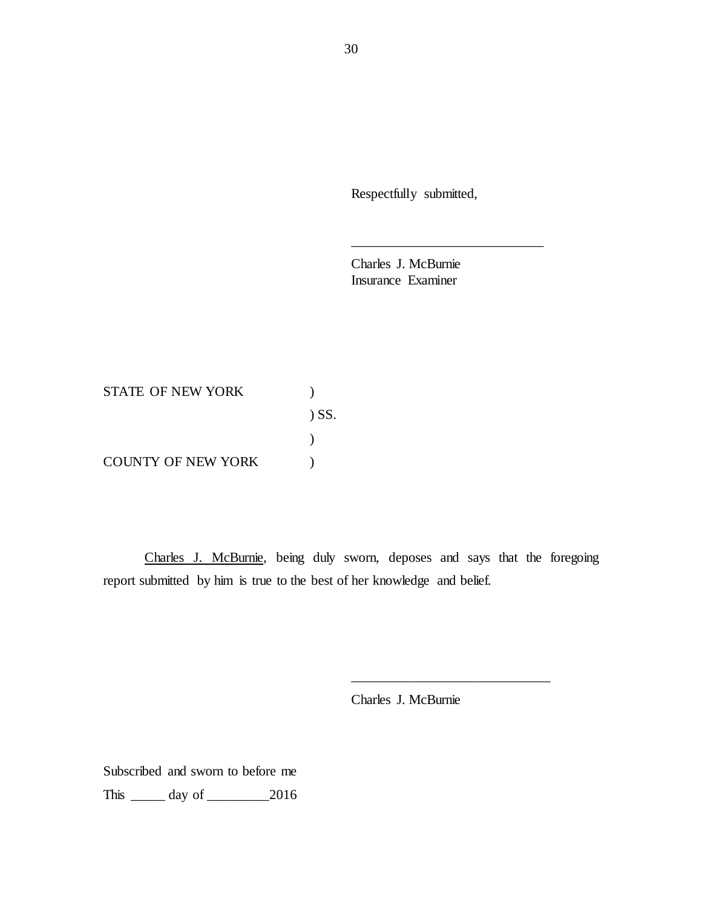Respectfully submitted,

_____________________________

Charles J. McBurnie
Insurance Examiner

STATE OF NEW YORK )
) SS.
)
COUNTY OF NEW YORK )

Charles J. McBurnie, being duly sworn, deposes and says that the foregoing report submitted by him is true to the best of her knowledge and belief.

_____________________________

Charles J. McBurnie

Subscribed and sworn to before me

This _____ day of _________2016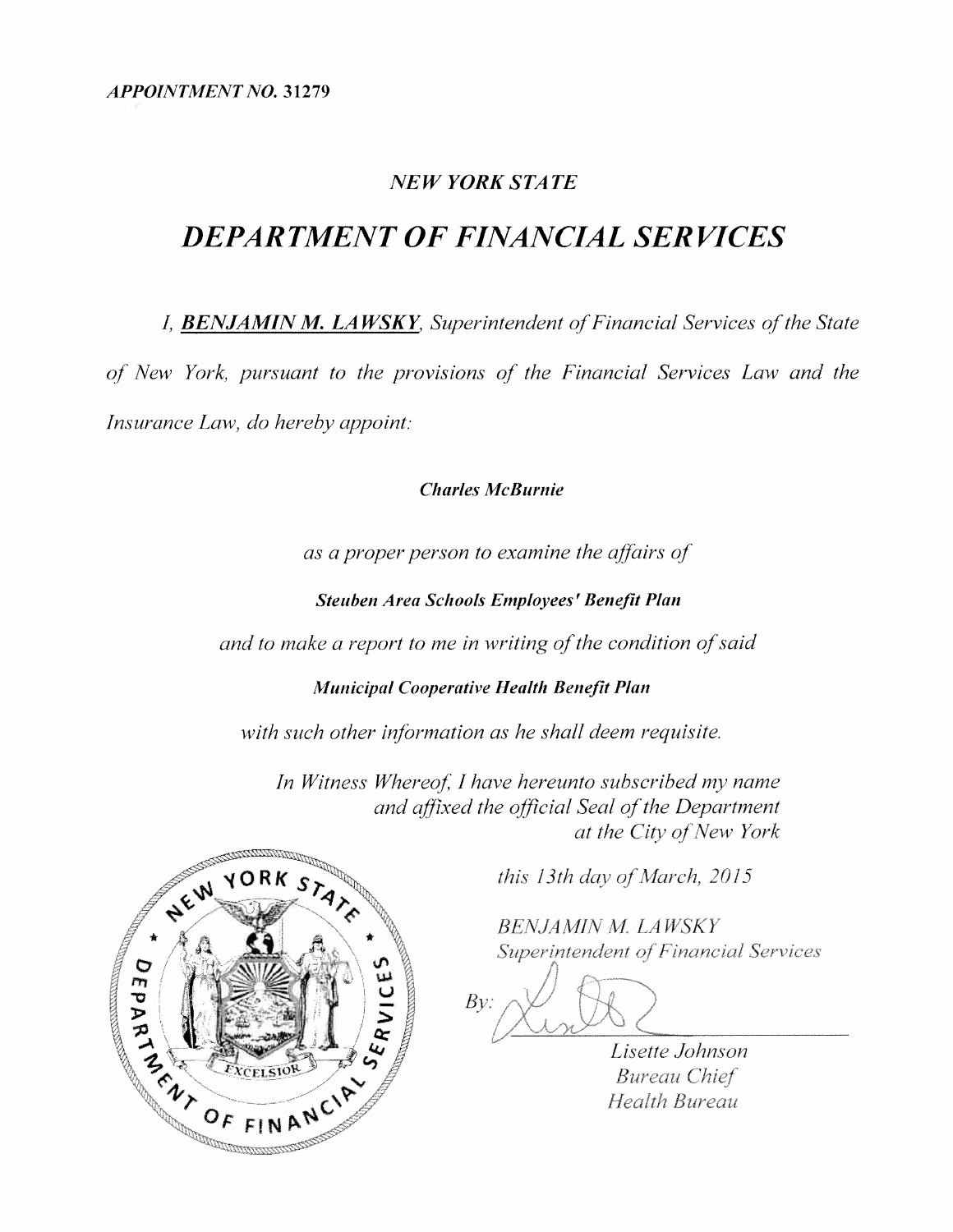*APPOINTMENT NO.* 31279

## *NEW YORK STATE*

# *DEPARTMENT OF FINANCIAL SERVICES*

*I,* ***BENJAMIN M. LAWSKY****, Superintendent of Financial Services of the State of New York, pursuant to the provisions of the Financial Services Law and the Insurance Law, do hereby appoint:*

***Charles McBurnie***

*as a proper person to examine the affairs of*

***Steuben Area Schools Employees' Benefit Plan***

*and to make a report to me in writing of the condition of said*

***Municipal Cooperative Health Benefit Plan***

*with such other information as he shall deem requisite.*

*In Witness Whereof, I have hereunto subscribed my name and affixed the official Seal of the Department at the City of New York*

*this 13th day of March, 2015*

*BENJAMIN M. LAWSKY*
*Superintendent of Financial Services*

*By:*

*Lisette Johnson*
*Bureau Chief*
*Health Bureau*

NEW YORK STATE DEPARTMENT OF FINANCIAL SERVICES — EXCELSIOR